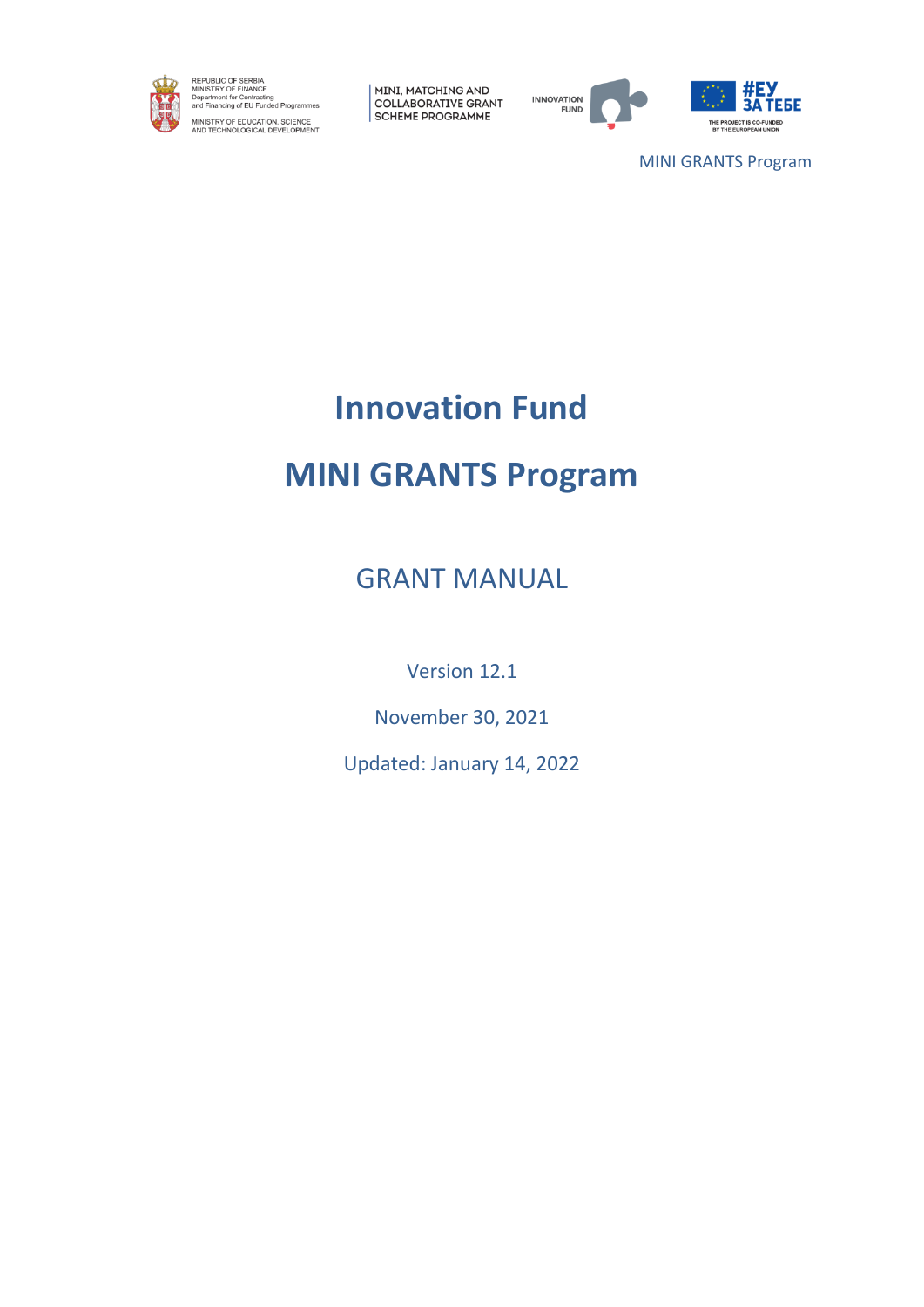REPUBLIC OF SERBIA
MINISTRY OF FINANCE
Department for Contracting and Financing of EU Funded Programmes

MINISTRY OF EDUCATION, SCIENCE AND TECHNOLOGICAL DEVELOPMENT

MINI, MATCHING AND COLLABORATIVE GRANT SCHEME PROGRAMME

INNOVATION FUND

#ЕУ ЗА ТЕБЕ

THE PROJECT IS CO-FUNDED BY THE EUROPEAN UNION

MINI GRANTS Program

# Innovation Fund

# MINI GRANTS Program

## GRANT MANUAL

Version 12.1

November 30, 2021

Updated: January 14, 2022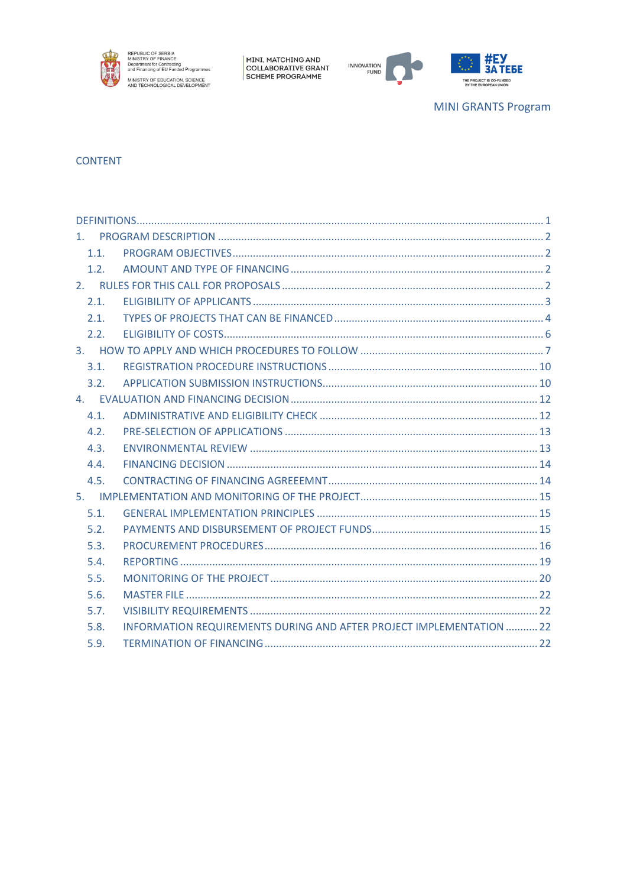MINI GRANTS Program

CONTENT

DEFINITIONS ..... 1
1. PROGRAM DESCRIPTION ..... 2
   1.1. PROGRAM OBJECTIVES ..... 2
   1.2. AMOUNT AND TYPE OF FINANCING ..... 2
2. RULES FOR THIS CALL FOR PROPOSALS ..... 2
   2.1. ELIGIBILITY OF APPLICANTS ..... 3
   2.1. TYPES OF PROJECTS THAT CAN BE FINANCED ..... 4
   2.2. ELIGIBILITY OF COSTS ..... 6
3. HOW TO APPLY AND WHICH PROCEDURES TO FOLLOW ..... 7
   3.1. REGISTRATION PROCEDURE INSTRUCTIONS ..... 10
   3.2. APPLICATION SUBMISSION INSTRUCTIONS ..... 10
4. EVALUATION AND FINANCING DECISION ..... 12
   4.1. ADMINISTRATIVE AND ELIGIBILITY CHECK ..... 12
   4.2. PRE-SELECTION OF APPLICATIONS ..... 13
   4.3. ENVIRONMENTAL REVIEW ..... 13
   4.4. FINANCING DECISION ..... 14
   4.5. CONTRACTING OF FINANCING AGREEEMNT ..... 14
5. IMPLEMENTATION AND MONITORING OF THE PROJECT ..... 15
   5.1. GENERAL IMPLEMENTATION PRINCIPLES ..... 15
   5.2. PAYMENTS AND DISBURSEMENT OF PROJECT FUNDS ..... 15
   5.3. PROCUREMENT PROCEDURES ..... 16
   5.4. REPORTING ..... 19
   5.5. MONITORING OF THE PROJECT ..... 20
   5.6. MASTER FILE ..... 22
   5.7. VISIBILITY REQUIREMENTS ..... 22
   5.8. INFORMATION REQUIREMENTS DURING AND AFTER PROJECT IMPLEMENTATION ..... 22
   5.9. TERMINATION OF FINANCING ..... 22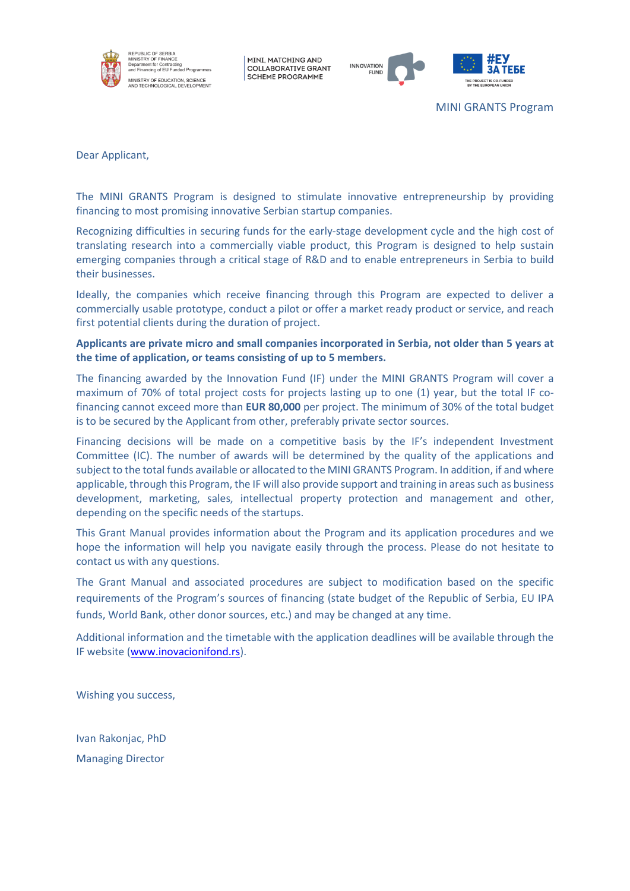MINI GRANTS Program

Dear Applicant,

The MINI GRANTS Program is designed to stimulate innovative entrepreneurship by providing financing to most promising innovative Serbian startup companies.

Recognizing difficulties in securing funds for the early-stage development cycle and the high cost of translating research into a commercially viable product, this Program is designed to help sustain emerging companies through a critical stage of R&D and to enable entrepreneurs in Serbia to build their businesses.

Ideally, the companies which receive financing through this Program are expected to deliver a commercially usable prototype, conduct a pilot or offer a market ready product or service, and reach first potential clients during the duration of project.

**Applicants are private micro and small companies incorporated in Serbia, not older than 5 years at the time of application, or teams consisting of up to 5 members.**

The financing awarded by the Innovation Fund (IF) under the MINI GRANTS Program will cover a maximum of 70% of total project costs for projects lasting up to one (1) year, but the total IF co-financing cannot exceed more than **EUR 80,000** per project. The minimum of 30% of the total budget is to be secured by the Applicant from other, preferably private sector sources.

Financing decisions will be made on a competitive basis by the IF's independent Investment Committee (IC). The number of awards will be determined by the quality of the applications and subject to the total funds available or allocated to the MINI GRANTS Program. In addition, if and where applicable, through this Program, the IF will also provide support and training in areas such as business development, marketing, sales, intellectual property protection and management and other, depending on the specific needs of the startups.

This Grant Manual provides information about the Program and its application procedures and we hope the information will help you navigate easily through the process. Please do not hesitate to contact us with any questions.

The Grant Manual and associated procedures are subject to modification based on the specific requirements of the Program's sources of financing (state budget of the Republic of Serbia, EU IPA funds, World Bank, other donor sources, etc.) and may be changed at any time.

Additional information and the timetable with the application deadlines will be available through the IF website (www.inovacionifond.rs).

Wishing you success,

Ivan Rakonjac, PhD

Managing Director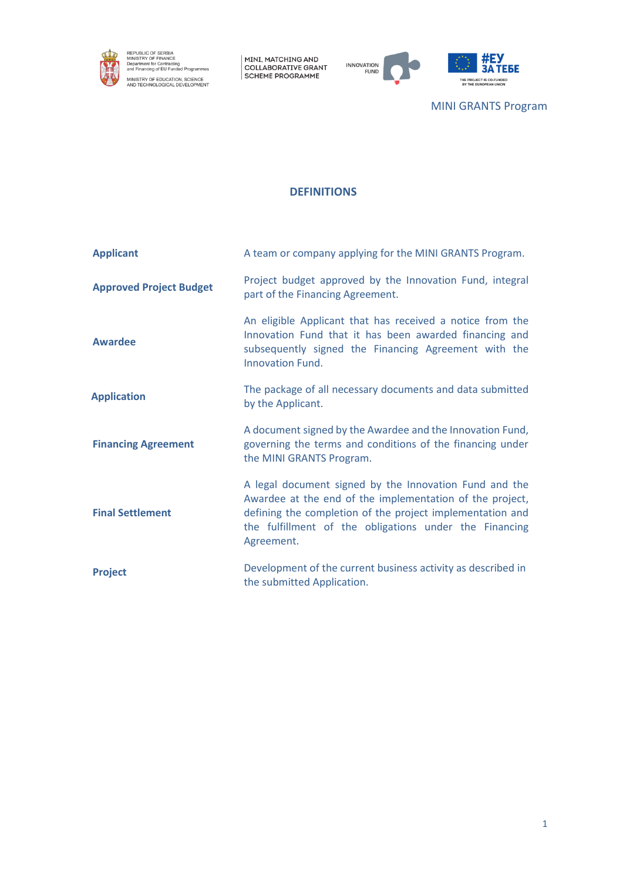## DEFINITIONS

| Term | Definition |
| --- | --- |
| **Applicant** | A team or company applying for the MINI GRANTS Program. |
| **Approved Project Budget** | Project budget approved by the Innovation Fund, integral part of the Financing Agreement. |
| **Awardee** | An eligible Applicant that has received a notice from the Innovation Fund that it has been awarded financing and subsequently signed the Financing Agreement with the Innovation Fund. |
| **Application** | The package of all necessary documents and data submitted by the Applicant. |
| **Financing Agreement** | A document signed by the Awardee and the Innovation Fund, governing the terms and conditions of the financing under the MINI GRANTS Program. |
| **Final Settlement** | A legal document signed by the Innovation Fund and the Awardee at the end of the implementation of the project, defining the completion of the project implementation and the fulfillment of the obligations under the Financing Agreement. |
| **Project** | Development of the current business activity as described in the submitted Application. |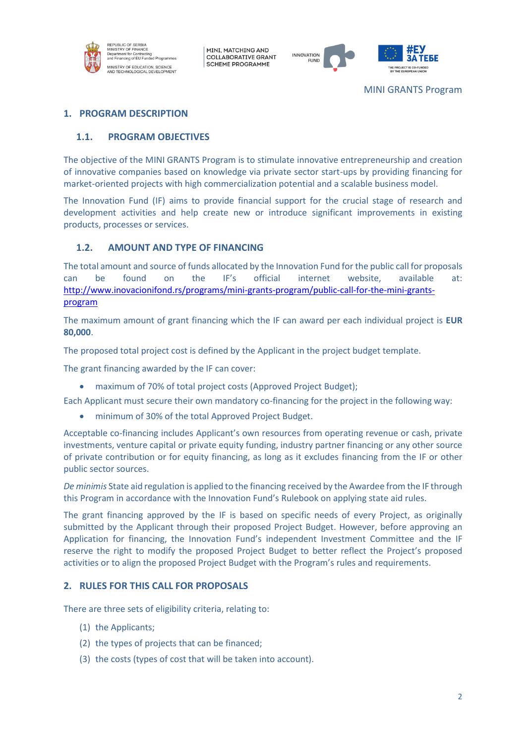# 1. PROGRAM DESCRIPTION

## 1.1. PROGRAM OBJECTIVES

The objective of the MINI GRANTS Program is to stimulate innovative entrepreneurship and creation of innovative companies based on knowledge via private sector start-ups by providing financing for market-oriented projects with high commercialization potential and a scalable business model.

The Innovation Fund (IF) aims to provide financial support for the crucial stage of research and development activities and help create new or introduce significant improvements in existing products, processes or services.

## 1.2. AMOUNT AND TYPE OF FINANCING

The total amount and source of funds allocated by the Innovation Fund for the public call for proposals can be found on the IF's official internet website, available at: [http://www.inovacionifond.rs/programs/mini-grants-program/public-call-for-the-mini-grants-program](http://www.inovacionifond.rs/programs/mini-grants-program/public-call-for-the-mini-grants-program)

The maximum amount of grant financing which the IF can award per each individual project is **EUR 80,000**.

The proposed total project cost is defined by the Applicant in the project budget template.

The grant financing awarded by the IF can cover:

- maximum of 70% of total project costs (Approved Project Budget);

Each Applicant must secure their own mandatory co-financing for the project in the following way:

- minimum of 30% of the total Approved Project Budget.

Acceptable co-financing includes Applicant's own resources from operating revenue or cash, private investments, venture capital or private equity funding, industry partner financing or any other source of private contribution or for equity financing, as long as it excludes financing from the IF or other public sector sources.

*De minimis* State aid regulation is applied to the financing received by the Awardee from the IF through this Program in accordance with the Innovation Fund's Rulebook on applying state aid rules.

The grant financing approved by the IF is based on specific needs of every Project, as originally submitted by the Applicant through their proposed Project Budget. However, before approving an Application for financing, the Innovation Fund's independent Investment Committee and the IF reserve the right to modify the proposed Project Budget to better reflect the Project's proposed activities or to align the proposed Project Budget with the Program's rules and requirements.

# 2. RULES FOR THIS CALL FOR PROPOSALS

There are three sets of eligibility criteria, relating to:

(1) the Applicants;

(2) the types of projects that can be financed;

(3) the costs (types of cost that will be taken into account).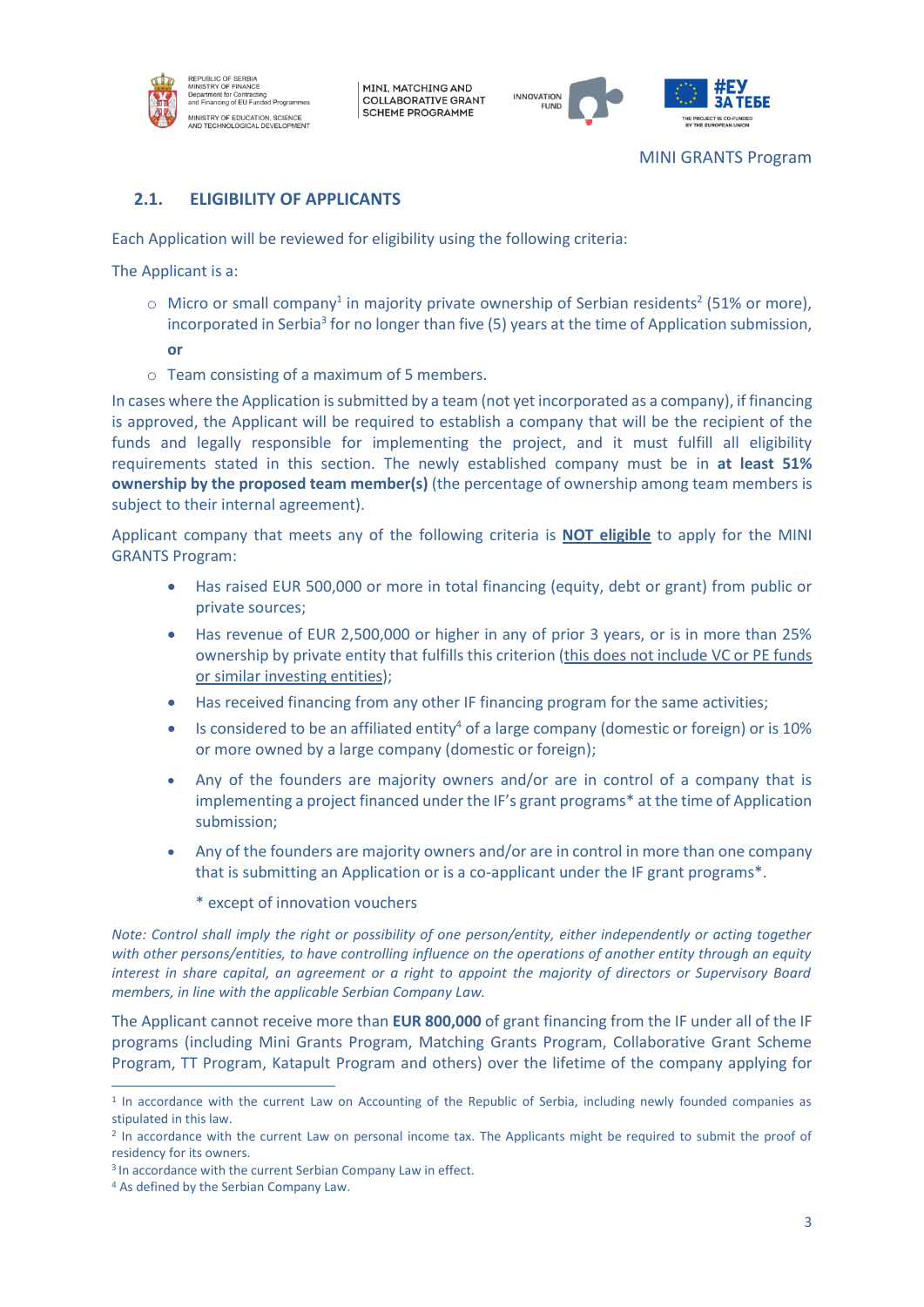## 2.1. ELIGIBILITY OF APPLICANTS

Each Application will be reviewed for eligibility using the following criteria:

The Applicant is a:

- Micro or small company[1] in majority private ownership of Serbian residents[2] (51% or more), incorporated in Serbia[3] for no longer than five (5) years at the time of Application submission,

  **or**

- Team consisting of a maximum of 5 members.

In cases where the Application is submitted by a team (not yet incorporated as a company), if financing is approved, the Applicant will be required to establish a company that will be the recipient of the funds and legally responsible for implementing the project, and it must fulfill all eligibility requirements stated in this section. The newly established company must be in **at least 51% ownership by the proposed team member(s)** (the percentage of ownership among team members is subject to their internal agreement).

Applicant company that meets any of the following criteria is **NOT eligible** to apply for the MINI GRANTS Program:

- Has raised EUR 500,000 or more in total financing (equity, debt or grant) from public or private sources;
- Has revenue of EUR 2,500,000 or higher in any of prior 3 years, or is in more than 25% ownership by private entity that fulfills this criterion (this does not include VC or PE funds or similar investing entities);
- Has received financing from any other IF financing program for the same activities;
- Is considered to be an affiliated entity[4] of a large company (domestic or foreign) or is 10% or more owned by a large company (domestic or foreign);
- Any of the founders are majority owners and/or are in control of a company that is implementing a project financed under the IF's grant programs* at the time of Application submission;
- Any of the founders are majority owners and/or are in control in more than one company that is submitting an Application or is a co-applicant under the IF grant programs*.

  \* except of innovation vouchers

*Note: Control shall imply the right or possibility of one person/entity, either independently or acting together with other persons/entities, to have controlling influence on the operations of another entity through an equity interest in share capital, an agreement or a right to appoint the majority of directors or Supervisory Board members, in line with the applicable Serbian Company Law.*

The Applicant cannot receive more than **EUR 800,000** of grant financing from the IF under all of the IF programs (including Mini Grants Program, Matching Grants Program, Collaborative Grant Scheme Program, TT Program, Katapult Program and others) over the lifetime of the company applying for

---

[1] In accordance with the current Law on Accounting of the Republic of Serbia, including newly founded companies as stipulated in this law.

[2] In accordance with the current Law on personal income tax. The Applicants might be required to submit the proof of residency for its owners.

[3] In accordance with the current Serbian Company Law in effect.

[4] As defined by the Serbian Company Law.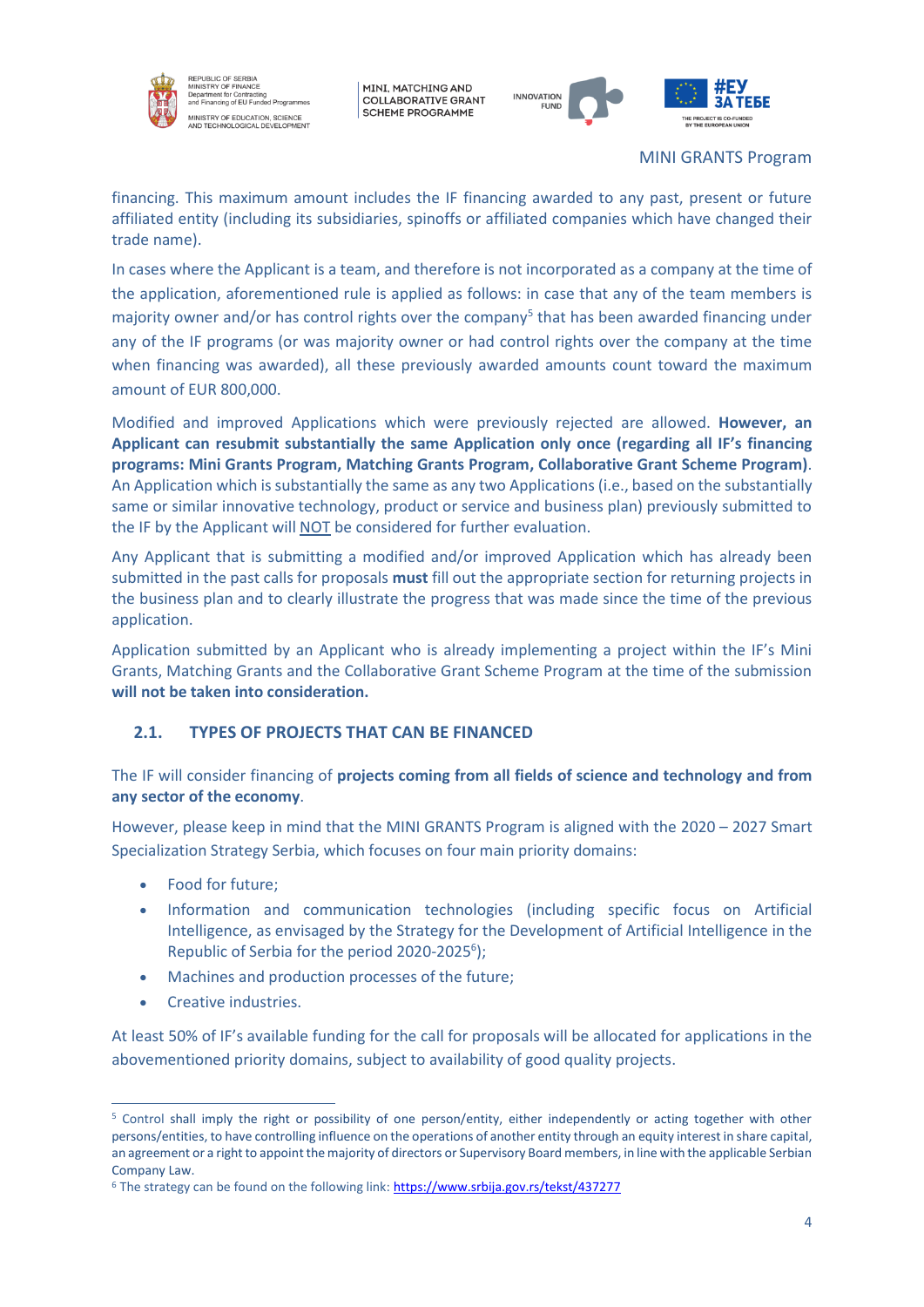financing. This maximum amount includes the IF financing awarded to any past, present or future affiliated entity (including its subsidiaries, spinoffs or affiliated companies which have changed their trade name).

In cases where the Applicant is a team, and therefore is not incorporated as a company at the time of the application, aforementioned rule is applied as follows: in case that any of the team members is majority owner and/or has control rights over the company[5] that has been awarded financing under any of the IF programs (or was majority owner or had control rights over the company at the time when financing was awarded), all these previously awarded amounts count toward the maximum amount of EUR 800,000.

Modified and improved Applications which were previously rejected are allowed. **However, an Applicant can resubmit substantially the same Application only once (regarding all IF's financing programs: Mini Grants Program, Matching Grants Program, Collaborative Grant Scheme Program)**. An Application which is substantially the same as any two Applications (i.e., based on the substantially same or similar innovative technology, product or service and business plan) previously submitted to the IF by the Applicant will NOT be considered for further evaluation.

Any Applicant that is submitting a modified and/or improved Application which has already been submitted in the past calls for proposals **must** fill out the appropriate section for returning projects in the business plan and to clearly illustrate the progress that was made since the time of the previous application.

Application submitted by an Applicant who is already implementing a project within the IF's Mini Grants, Matching Grants and the Collaborative Grant Scheme Program at the time of the submission **will not be taken into consideration.**

### 2.1. TYPES OF PROJECTS THAT CAN BE FINANCED

The IF will consider financing of **projects coming from all fields of science and technology and from any sector of the economy**.

However, please keep in mind that the MINI GRANTS Program is aligned with the 2020 – 2027 Smart Specialization Strategy Serbia, which focuses on four main priority domains:

- Food for future;
- Information and communication technologies (including specific focus on Artificial Intelligence, as envisaged by the Strategy for the Development of Artificial Intelligence in the Republic of Serbia for the period 2020-2025[6]);
- Machines and production processes of the future;
- Creative industries.

At least 50% of IF's available funding for the call for proposals will be allocated for applications in the abovementioned priority domains, subject to availability of good quality projects.

---

[5] Control shall imply the right or possibility of one person/entity, either independently or acting together with other persons/entities, to have controlling influence on the operations of another entity through an equity interest in share capital, an agreement or a right to appoint the majority of directors or Supervisory Board members, in line with the applicable Serbian Company Law.

[6] The strategy can be found on the following link: https://www.srbija.gov.rs/tekst/437277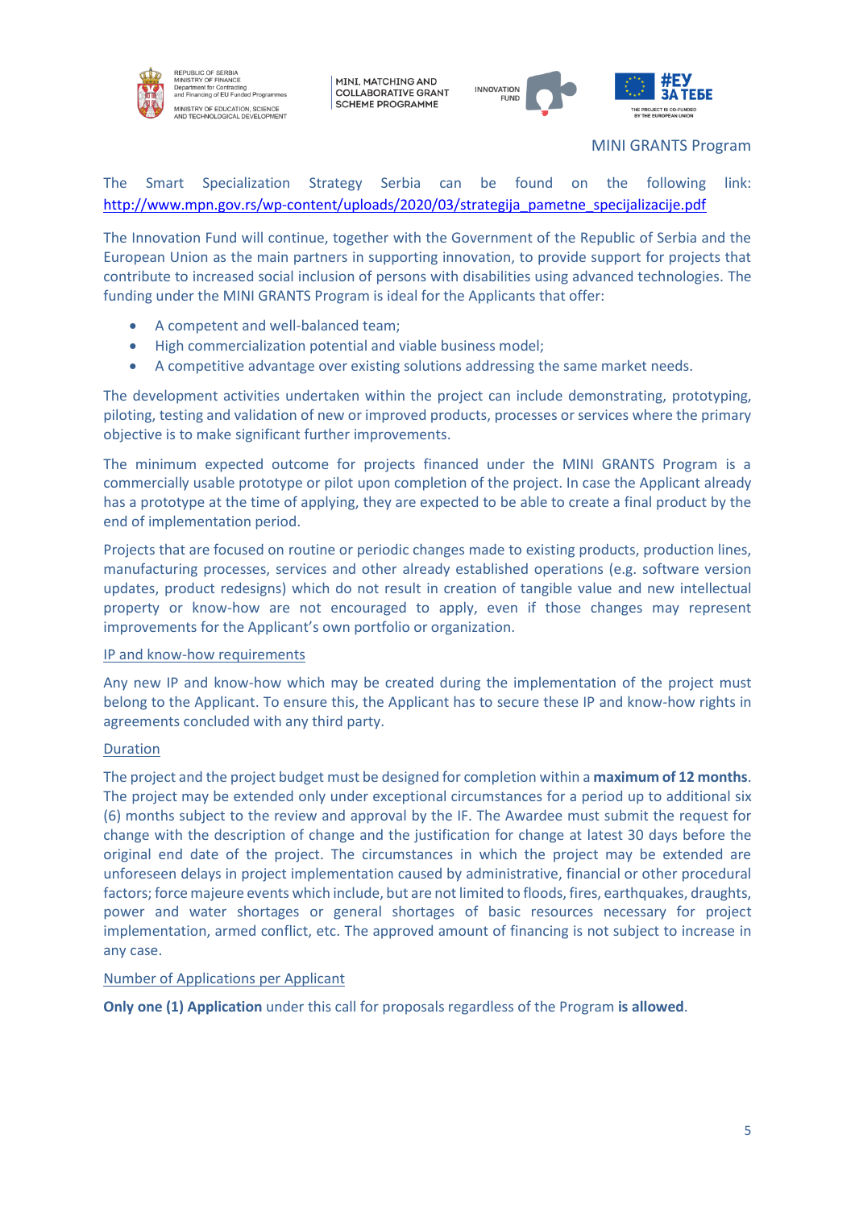The Smart Specialization Strategy Serbia can be found on the following link: http://www.mpn.gov.rs/wp-content/uploads/2020/03/strategija_pametne_specijalizacije.pdf

The Innovation Fund will continue, together with the Government of the Republic of Serbia and the European Union as the main partners in supporting innovation, to provide support for projects that contribute to increased social inclusion of persons with disabilities using advanced technologies. The funding under the MINI GRANTS Program is ideal for the Applicants that offer:

- A competent and well-balanced team;
- High commercialization potential and viable business model;
- A competitive advantage over existing solutions addressing the same market needs.

The development activities undertaken within the project can include demonstrating, prototyping, piloting, testing and validation of new or improved products, processes or services where the primary objective is to make significant further improvements.

The minimum expected outcome for projects financed under the MINI GRANTS Program is a commercially usable prototype or pilot upon completion of the project. In case the Applicant already has a prototype at the time of applying, they are expected to be able to create a final product by the end of implementation period.

Projects that are focused on routine or periodic changes made to existing products, production lines, manufacturing processes, services and other already established operations (e.g. software version updates, product redesigns) which do not result in creation of tangible value and new intellectual property or know-how are not encouraged to apply, even if those changes may represent improvements for the Applicant's own portfolio or organization.

<u>IP and know-how requirements</u>

Any new IP and know-how which may be created during the implementation of the project must belong to the Applicant. To ensure this, the Applicant has to secure these IP and know-how rights in agreements concluded with any third party.

<u>Duration</u>

The project and the project budget must be designed for completion within a **maximum of 12 months**. The project may be extended only under exceptional circumstances for a period up to additional six (6) months subject to the review and approval by the IF. The Awardee must submit the request for change with the description of change and the justification for change at latest 30 days before the original end date of the project. The circumstances in which the project may be extended are unforeseen delays in project implementation caused by administrative, financial or other procedural factors; force majeure events which include, but are not limited to floods, fires, earthquakes, draughts, power and water shortages or general shortages of basic resources necessary for project implementation, armed conflict, etc. The approved amount of financing is not subject to increase in any case.

<u>Number of Applications per Applicant</u>

**Only one (1) Application** under this call for proposals regardless of the Program **is allowed**.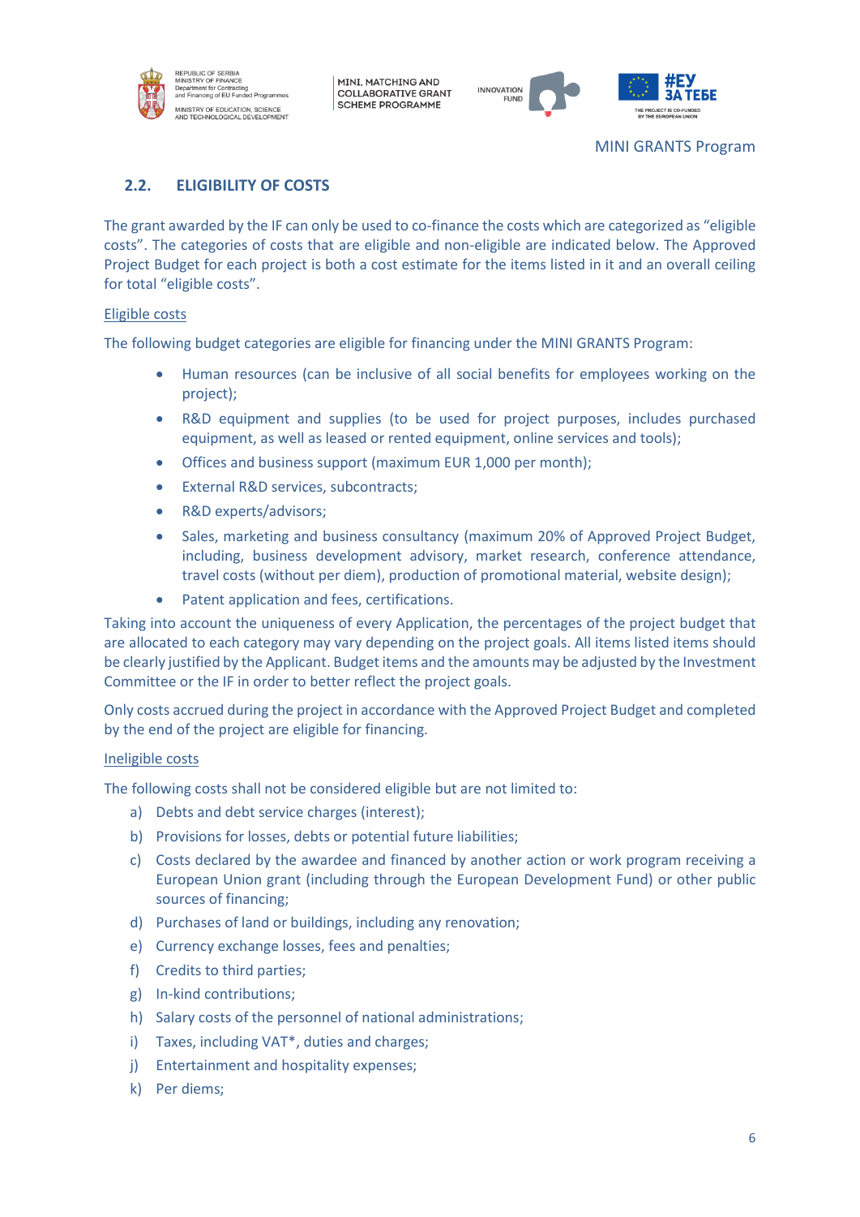## 2.2. ELIGIBILITY OF COSTS

The grant awarded by the IF can only be used to co-finance the costs which are categorized as "eligible costs". The categories of costs that are eligible and non-eligible are indicated below. The Approved Project Budget for each project is both a cost estimate for the items listed in it and an overall ceiling for total "eligible costs".

Eligible costs

The following budget categories are eligible for financing under the MINI GRANTS Program:

- Human resources (can be inclusive of all social benefits for employees working on the project);
- R&D equipment and supplies (to be used for project purposes, includes purchased equipment, as well as leased or rented equipment, online services and tools);
- Offices and business support (maximum EUR 1,000 per month);
- External R&D services, subcontracts;
- R&D experts/advisors;
- Sales, marketing and business consultancy (maximum 20% of Approved Project Budget, including, business development advisory, market research, conference attendance, travel costs (without per diem), production of promotional material, website design);
- Patent application and fees, certifications.

Taking into account the uniqueness of every Application, the percentages of the project budget that are allocated to each category may vary depending on the project goals. All items listed items should be clearly justified by the Applicant. Budget items and the amounts may be adjusted by the Investment Committee or the IF in order to better reflect the project goals.

Only costs accrued during the project in accordance with the Approved Project Budget and completed by the end of the project are eligible for financing.

Ineligible costs

The following costs shall not be considered eligible but are not limited to:

a) Debts and debt service charges (interest);
b) Provisions for losses, debts or potential future liabilities;
c) Costs declared by the awardee and financed by another action or work program receiving a European Union grant (including through the European Development Fund) or other public sources of financing;
d) Purchases of land or buildings, including any renovation;
e) Currency exchange losses, fees and penalties;
f) Credits to third parties;
g) In-kind contributions;
h) Salary costs of the personnel of national administrations;
i) Taxes, including VAT*, duties and charges;
j) Entertainment and hospitality expenses;
k) Per diems;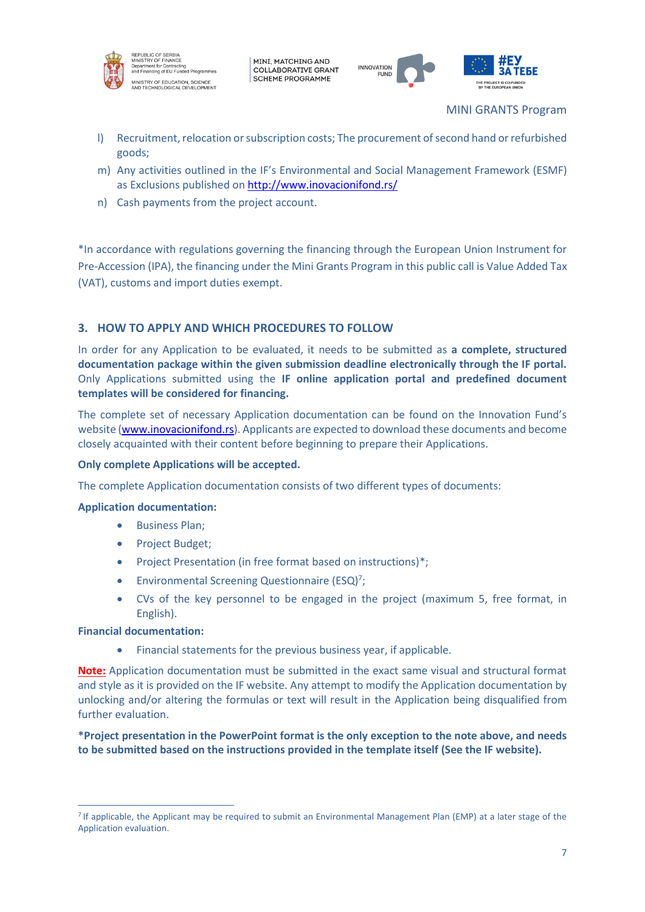l) Recruitment, relocation or subscription costs; The procurement of second hand or refurbished goods;

m) Any activities outlined in the IF's Environmental and Social Management Framework (ESMF) as Exclusions published on [http://www.inovacionifond.rs/](http://www.inovacionifond.rs/)

n) Cash payments from the project account.

*In accordance with regulations governing the financing through the European Union Instrument for Pre-Accession (IPA), the financing under the Mini Grants Program in this public call is Value Added Tax (VAT), customs and import duties exempt.

## 3. HOW TO APPLY AND WHICH PROCEDURES TO FOLLOW

In order for any Application to be evaluated, it needs to be submitted as **a complete, structured documentation package within the given submission deadline electronically through the IF portal.** Only Applications submitted using the **IF online application portal and predefined document templates will be considered for financing.**

The complete set of necessary Application documentation can be found on the Innovation Fund's website ([www.inovacionifond.rs](www.inovacionifond.rs)). Applicants are expected to download these documents and become closely acquainted with their content before beginning to prepare their Applications.

**Only complete Applications will be accepted.**

The complete Application documentation consists of two different types of documents:

**Application documentation:**

- Business Plan;
- Project Budget;
- Project Presentation (in free format based on instructions)*;
- Environmental Screening Questionnaire (ESQ)[7];
- CVs of the key personnel to be engaged in the project (maximum 5, free format, in English).

**Financial documentation:**

- Financial statements for the previous business year, if applicable.

**Note:** Application documentation must be submitted in the exact same visual and structural format and style as it is provided on the IF website. Any attempt to modify the Application documentation by unlocking and/or altering the formulas or text will result in the Application being disqualified from further evaluation.

***Project presentation in the PowerPoint format is the only exception to the note above, and needs to be submitted based on the instructions provided in the template itself (See the IF website).**

[7] If applicable, the Applicant may be required to submit an Environmental Management Plan (EMP) at a later stage of the Application evaluation.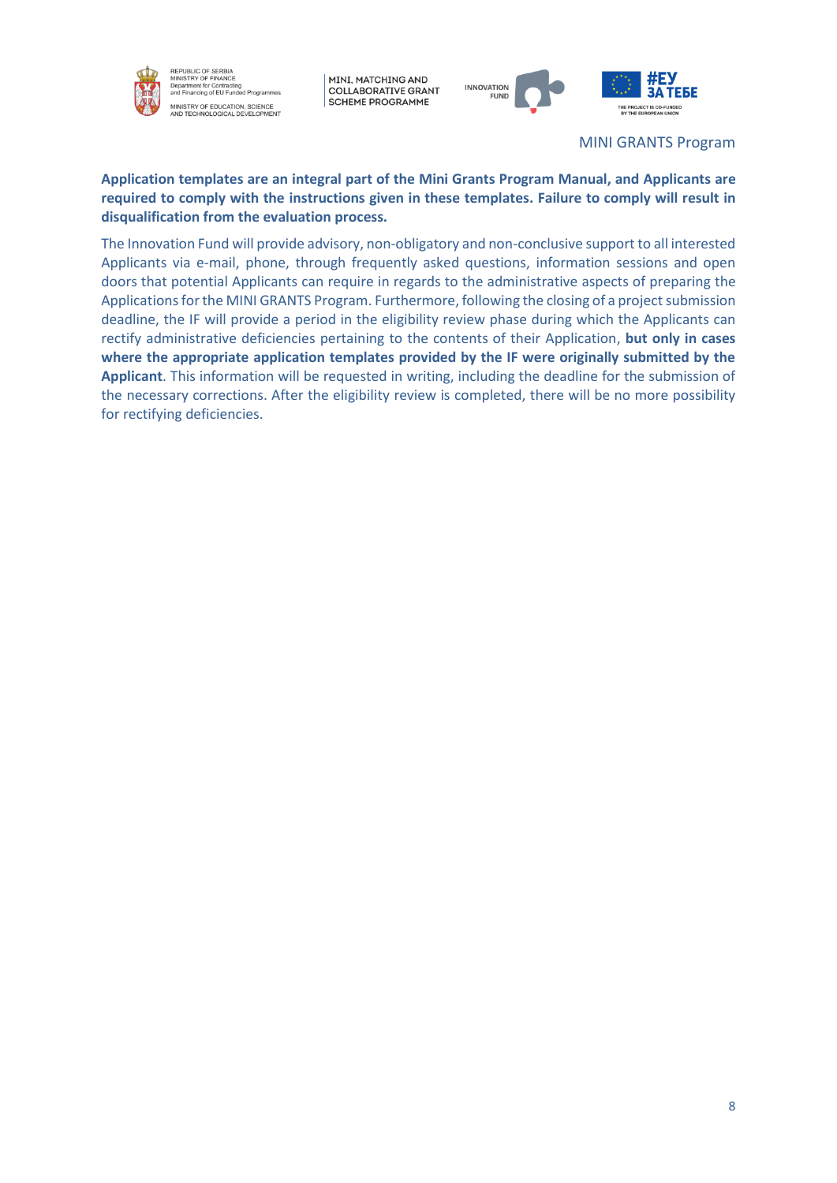**Application templates are an integral part of the Mini Grants Program Manual, and Applicants are required to comply with the instructions given in these templates. Failure to comply will result in disqualification from the evaluation process.**

The Innovation Fund will provide advisory, non-obligatory and non-conclusive support to all interested Applicants via e-mail, phone, through frequently asked questions, information sessions and open doors that potential Applicants can require in regards to the administrative aspects of preparing the Applications for the MINI GRANTS Program. Furthermore, following the closing of a project submission deadline, the IF will provide a period in the eligibility review phase during which the Applicants can rectify administrative deficiencies pertaining to the contents of their Application, **but only in cases where the appropriate application templates provided by the IF were originally submitted by the Applicant**. This information will be requested in writing, including the deadline for the submission of the necessary corrections. After the eligibility review is completed, there will be no more possibility for rectifying deficiencies.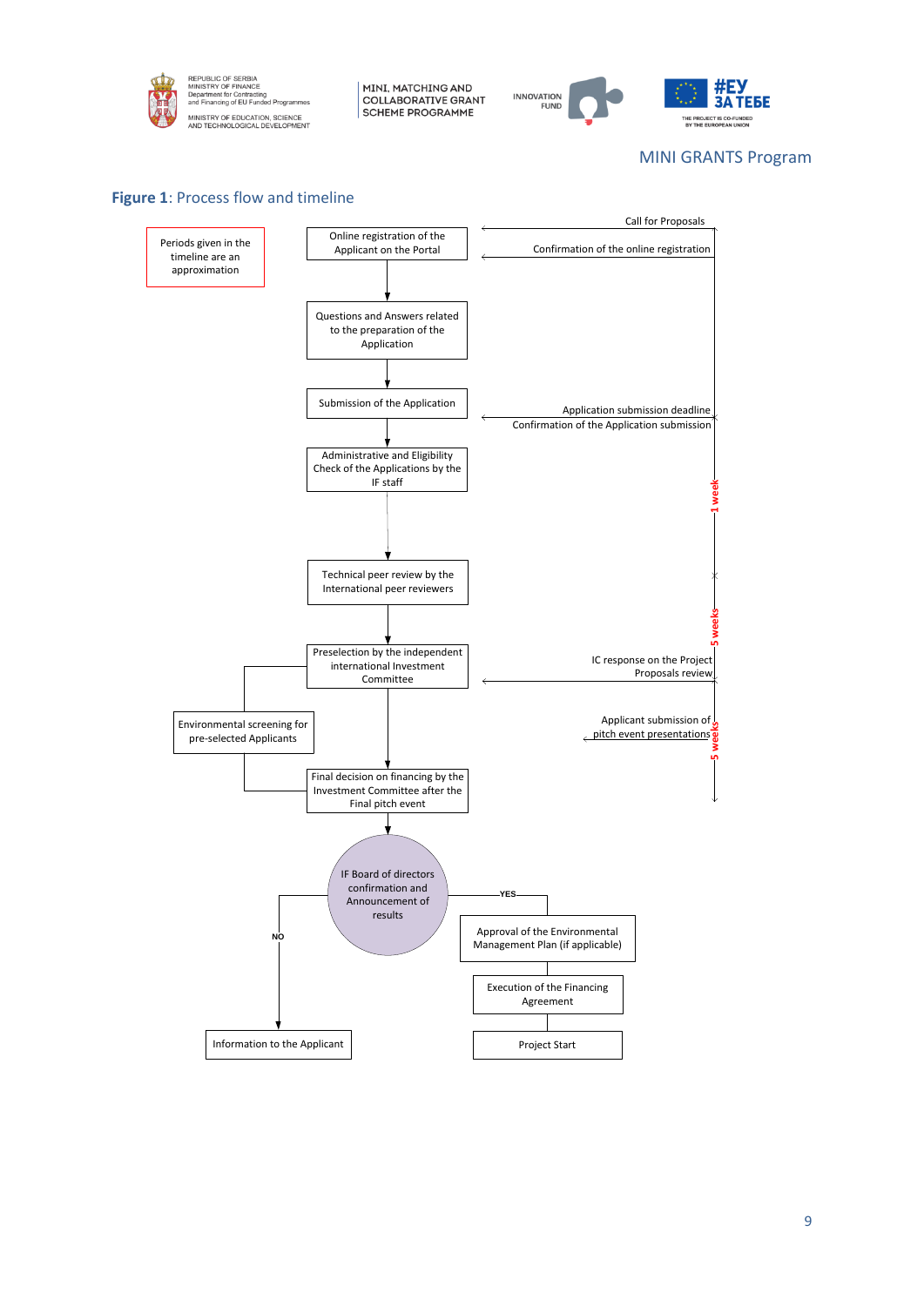MINI GRANTS Program

**Figure 1**: Process flow and timeline

Periods given in the timeline are an approximation

Online registration of the Applicant on the Portal

Call for Proposals

Confirmation of the online registration

Questions and Answers related to the preparation of the Application

Submission of the Application

Application submission deadline

Confirmation of the Application submission

Administrative and Eligibility Check of the Applications by the IF staff

1 week

Technical peer review by the International peer reviewers

5 weeks

Preselection by the independent international Investment Committee

IC response on the Project Proposals review

Environmental screening for pre-selected Applicants

Applicant submission of pitch event presentations

5 weeks

Final decision on financing by the Investment Committee after the Final pitch event

IF Board of directors confirmation and Announcement of results

NO

Information to the Applicant

YES

Approval of the Environmental Management Plan (if applicable)

Execution of the Financing Agreement

Project Start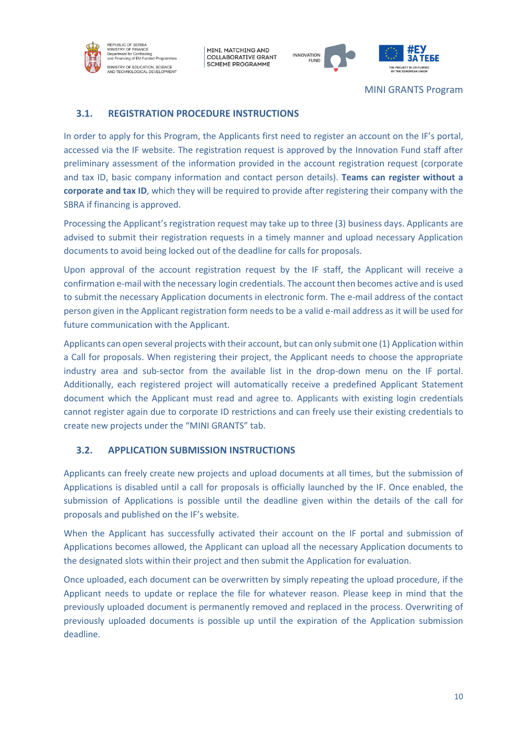## 3.1. REGISTRATION PROCEDURE INSTRUCTIONS

In order to apply for this Program, the Applicants first need to register an account on the IF's portal, accessed via the IF website. The registration request is approved by the Innovation Fund staff after preliminary assessment of the information provided in the account registration request (corporate and tax ID, basic company information and contact person details). **Teams can register without a corporate and tax ID**, which they will be required to provide after registering their company with the SBRA if financing is approved.

Processing the Applicant's registration request may take up to three (3) business days. Applicants are advised to submit their registration requests in a timely manner and upload necessary Application documents to avoid being locked out of the deadline for calls for proposals.

Upon approval of the account registration request by the IF staff, the Applicant will receive a confirmation e-mail with the necessary login credentials. The account then becomes active and is used to submit the necessary Application documents in electronic form. The e-mail address of the contact person given in the Applicant registration form needs to be a valid e-mail address as it will be used for future communication with the Applicant.

Applicants can open several projects with their account, but can only submit one (1) Application within a Call for proposals. When registering their project, the Applicant needs to choose the appropriate industry area and sub-sector from the available list in the drop-down menu on the IF portal. Additionally, each registered project will automatically receive a predefined Applicant Statement document which the Applicant must read and agree to. Applicants with existing login credentials cannot register again due to corporate ID restrictions and can freely use their existing credentials to create new projects under the "MINI GRANTS" tab.

## 3.2. APPLICATION SUBMISSION INSTRUCTIONS

Applicants can freely create new projects and upload documents at all times, but the submission of Applications is disabled until a call for proposals is officially launched by the IF. Once enabled, the submission of Applications is possible until the deadline given within the details of the call for proposals and published on the IF's website.

When the Applicant has successfully activated their account on the IF portal and submission of Applications becomes allowed, the Applicant can upload all the necessary Application documents to the designated slots within their project and then submit the Application for evaluation.

Once uploaded, each document can be overwritten by simply repeating the upload procedure, if the Applicant needs to update or replace the file for whatever reason. Please keep in mind that the previously uploaded document is permanently removed and replaced in the process. Overwriting of previously uploaded documents is possible up until the expiration of the Application submission deadline.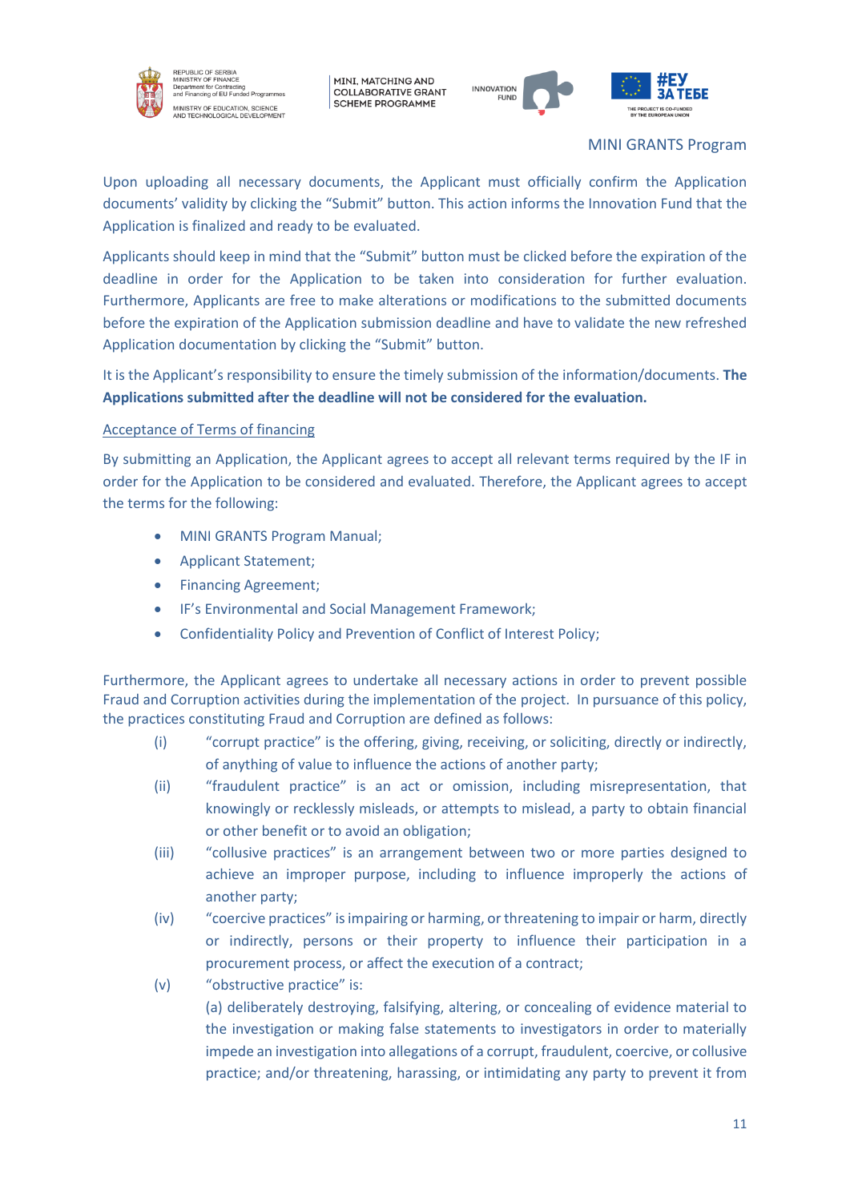Upon uploading all necessary documents, the Applicant must officially confirm the Application documents' validity by clicking the "Submit" button. This action informs the Innovation Fund that the Application is finalized and ready to be evaluated.

Applicants should keep in mind that the "Submit" button must be clicked before the expiration of the deadline in order for the Application to be taken into consideration for further evaluation. Furthermore, Applicants are free to make alterations or modifications to the submitted documents before the expiration of the Application submission deadline and have to validate the new refreshed Application documentation by clicking the "Submit" button.

It is the Applicant's responsibility to ensure the timely submission of the information/documents. **The Applications submitted after the deadline will not be considered for the evaluation.**

Acceptance of Terms of financing

By submitting an Application, the Applicant agrees to accept all relevant terms required by the IF in order for the Application to be considered and evaluated. Therefore, the Applicant agrees to accept the terms for the following:

- MINI GRANTS Program Manual;
- Applicant Statement;
- Financing Agreement;
- IF's Environmental and Social Management Framework;
- Confidentiality Policy and Prevention of Conflict of Interest Policy;

Furthermore, the Applicant agrees to undertake all necessary actions in order to prevent possible Fraud and Corruption activities during the implementation of the project. In pursuance of this policy, the practices constituting Fraud and Corruption are defined as follows:

(i) "corrupt practice" is the offering, giving, receiving, or soliciting, directly or indirectly, of anything of value to influence the actions of another party;

(ii) "fraudulent practice" is an act or omission, including misrepresentation, that knowingly or recklessly misleads, or attempts to mislead, a party to obtain financial or other benefit or to avoid an obligation;

(iii) "collusive practices" is an arrangement between two or more parties designed to achieve an improper purpose, including to influence improperly the actions of another party;

(iv) "coercive practices" is impairing or harming, or threatening to impair or harm, directly or indirectly, persons or their property to influence their participation in a procurement process, or affect the execution of a contract;

(v) "obstructive practice" is:

(a) deliberately destroying, falsifying, altering, or concealing of evidence material to the investigation or making false statements to investigators in order to materially impede an investigation into allegations of a corrupt, fraudulent, coercive, or collusive practice; and/or threatening, harassing, or intimidating any party to prevent it from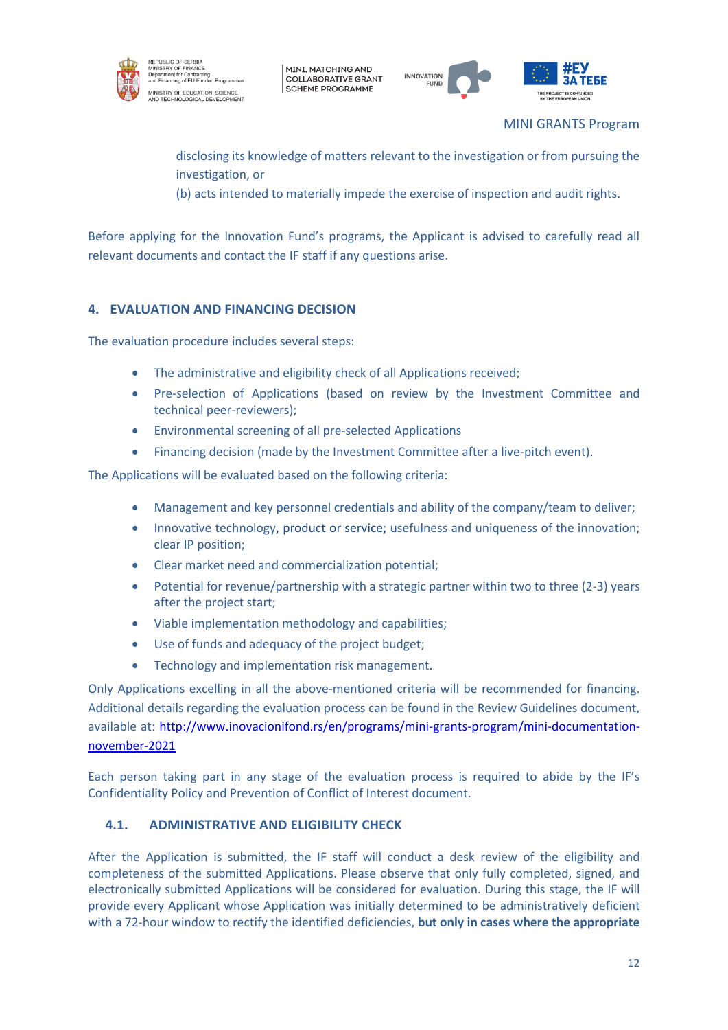disclosing its knowledge of matters relevant to the investigation or from pursuing the investigation, or

(b) acts intended to materially impede the exercise of inspection and audit rights.

Before applying for the Innovation Fund's programs, the Applicant is advised to carefully read all relevant documents and contact the IF staff if any questions arise.

## 4. EVALUATION AND FINANCING DECISION

The evaluation procedure includes several steps:

- The administrative and eligibility check of all Applications received;
- Pre-selection of Applications (based on review by the Investment Committee and technical peer-reviewers);
- Environmental screening of all pre-selected Applications
- Financing decision (made by the Investment Committee after a live-pitch event).

The Applications will be evaluated based on the following criteria:

- Management and key personnel credentials and ability of the company/team to deliver;
- Innovative technology, product or service; usefulness and uniqueness of the innovation; clear IP position;
- Clear market need and commercialization potential;
- Potential for revenue/partnership with a strategic partner within two to three (2-3) years after the project start;
- Viable implementation methodology and capabilities;
- Use of funds and adequacy of the project budget;
- Technology and implementation risk management.

Only Applications excelling in all the above-mentioned criteria will be recommended for financing. Additional details regarding the evaluation process can be found in the Review Guidelines document, available at: http://www.inovacionifond.rs/en/programs/mini-grants-program/mini-documentation-november-2021

Each person taking part in any stage of the evaluation process is required to abide by the IF's Confidentiality Policy and Prevention of Conflict of Interest document.

### 4.1. ADMINISTRATIVE AND ELIGIBILITY CHECK

After the Application is submitted, the IF staff will conduct a desk review of the eligibility and completeness of the submitted Applications. Please observe that only fully completed, signed, and electronically submitted Applications will be considered for evaluation. During this stage, the IF will provide every Applicant whose Application was initially determined to be administratively deficient with a 72-hour window to rectify the identified deficiencies, **but only in cases where the appropriate**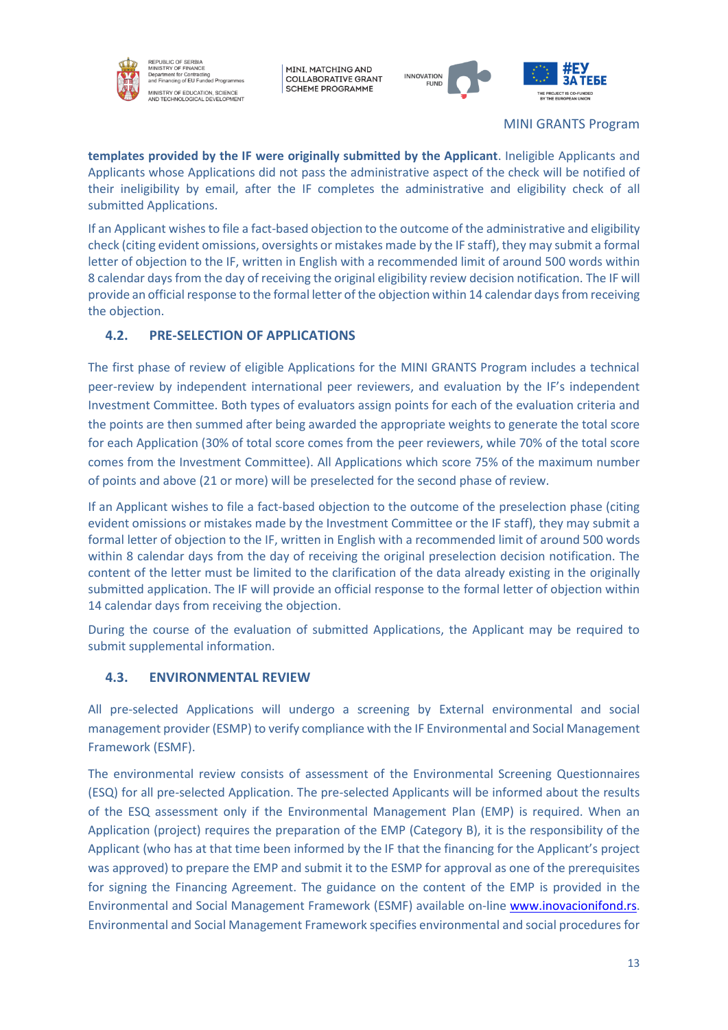**templates provided by the IF were originally submitted by the Applicant**. Ineligible Applicants and Applicants whose Applications did not pass the administrative aspect of the check will be notified of their ineligibility by email, after the IF completes the administrative and eligibility check of all submitted Applications.

If an Applicant wishes to file a fact-based objection to the outcome of the administrative and eligibility check (citing evident omissions, oversights or mistakes made by the IF staff), they may submit a formal letter of objection to the IF, written in English with a recommended limit of around 500 words within 8 calendar days from the day of receiving the original eligibility review decision notification. The IF will provide an official response to the formal letter of the objection within 14 calendar days from receiving the objection.

### 4.2. PRE-SELECTION OF APPLICATIONS

The first phase of review of eligible Applications for the MINI GRANTS Program includes a technical peer-review by independent international peer reviewers, and evaluation by the IF's independent Investment Committee. Both types of evaluators assign points for each of the evaluation criteria and the points are then summed after being awarded the appropriate weights to generate the total score for each Application (30% of total score comes from the peer reviewers, while 70% of the total score comes from the Investment Committee). All Applications which score 75% of the maximum number of points and above (21 or more) will be preselected for the second phase of review.

If an Applicant wishes to file a fact-based objection to the outcome of the preselection phase (citing evident omissions or mistakes made by the Investment Committee or the IF staff), they may submit a formal letter of objection to the IF, written in English with a recommended limit of around 500 words within 8 calendar days from the day of receiving the original preselection decision notification. The content of the letter must be limited to the clarification of the data already existing in the originally submitted application. The IF will provide an official response to the formal letter of objection within 14 calendar days from receiving the objection.

During the course of the evaluation of submitted Applications, the Applicant may be required to submit supplemental information.

### 4.3. ENVIRONMENTAL REVIEW

All pre-selected Applications will undergo a screening by External environmental and social management provider (ESMP) to verify compliance with the IF Environmental and Social Management Framework (ESMF).

The environmental review consists of assessment of the Environmental Screening Questionnaires (ESQ) for all pre-selected Application. The pre-selected Applicants will be informed about the results of the ESQ assessment only if the Environmental Management Plan (EMP) is required. When an Application (project) requires the preparation of the EMP (Category B), it is the responsibility of the Applicant (who has at that time been informed by the IF that the financing for the Applicant's project was approved) to prepare the EMP and submit it to the ESMP for approval as one of the prerequisites for signing the Financing Agreement. The guidance on the content of the EMP is provided in the Environmental and Social Management Framework (ESMF) available on-line www.inovacionifond.rs. Environmental and Social Management Framework specifies environmental and social procedures for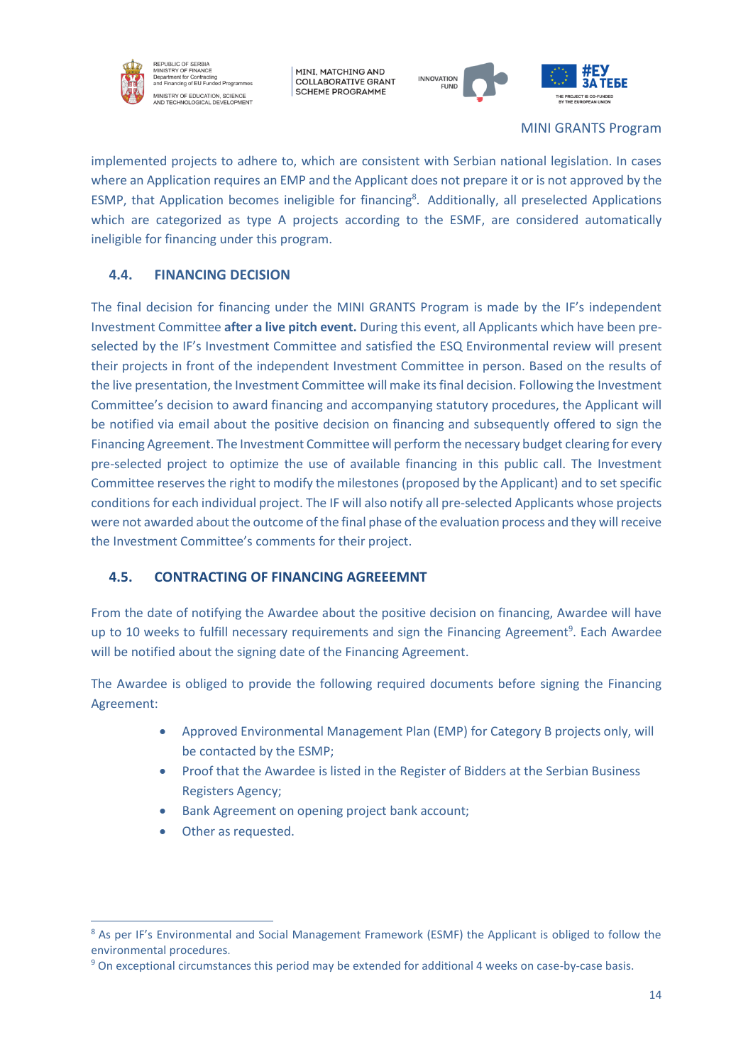implemented projects to adhere to, which are consistent with Serbian national legislation. In cases where an Application requires an EMP and the Applicant does not prepare it or is not approved by the ESMP, that Application becomes ineligible for financing[8]. Additionally, all preselected Applications which are categorized as type A projects according to the ESMF, are considered automatically ineligible for financing under this program.

### 4.4. FINANCING DECISION

The final decision for financing under the MINI GRANTS Program is made by the IF's independent Investment Committee **after a live pitch event.** During this event, all Applicants which have been pre-selected by the IF's Investment Committee and satisfied the ESQ Environmental review will present their projects in front of the independent Investment Committee in person. Based on the results of the live presentation, the Investment Committee will make its final decision. Following the Investment Committee's decision to award financing and accompanying statutory procedures, the Applicant will be notified via email about the positive decision on financing and subsequently offered to sign the Financing Agreement. The Investment Committee will perform the necessary budget clearing for every pre-selected project to optimize the use of available financing in this public call. The Investment Committee reserves the right to modify the milestones (proposed by the Applicant) and to set specific conditions for each individual project. The IF will also notify all pre-selected Applicants whose projects were not awarded about the outcome of the final phase of the evaluation process and they will receive the Investment Committee's comments for their project.

### 4.5. CONTRACTING OF FINANCING AGREEEMNT

From the date of notifying the Awardee about the positive decision on financing, Awardee will have up to 10 weeks to fulfill necessary requirements and sign the Financing Agreement[9]. Each Awardee will be notified about the signing date of the Financing Agreement.

The Awardee is obliged to provide the following required documents before signing the Financing Agreement:

- Approved Environmental Management Plan (EMP) for Category B projects only, will be contacted by the ESMP;
- Proof that the Awardee is listed in the Register of Bidders at the Serbian Business Registers Agency;
- Bank Agreement on opening project bank account;
- Other as requested.

---

[8] As per IF's Environmental and Social Management Framework (ESMF) the Applicant is obliged to follow the environmental procedures.

[9] On exceptional circumstances this period may be extended for additional 4 weeks on case-by-case basis.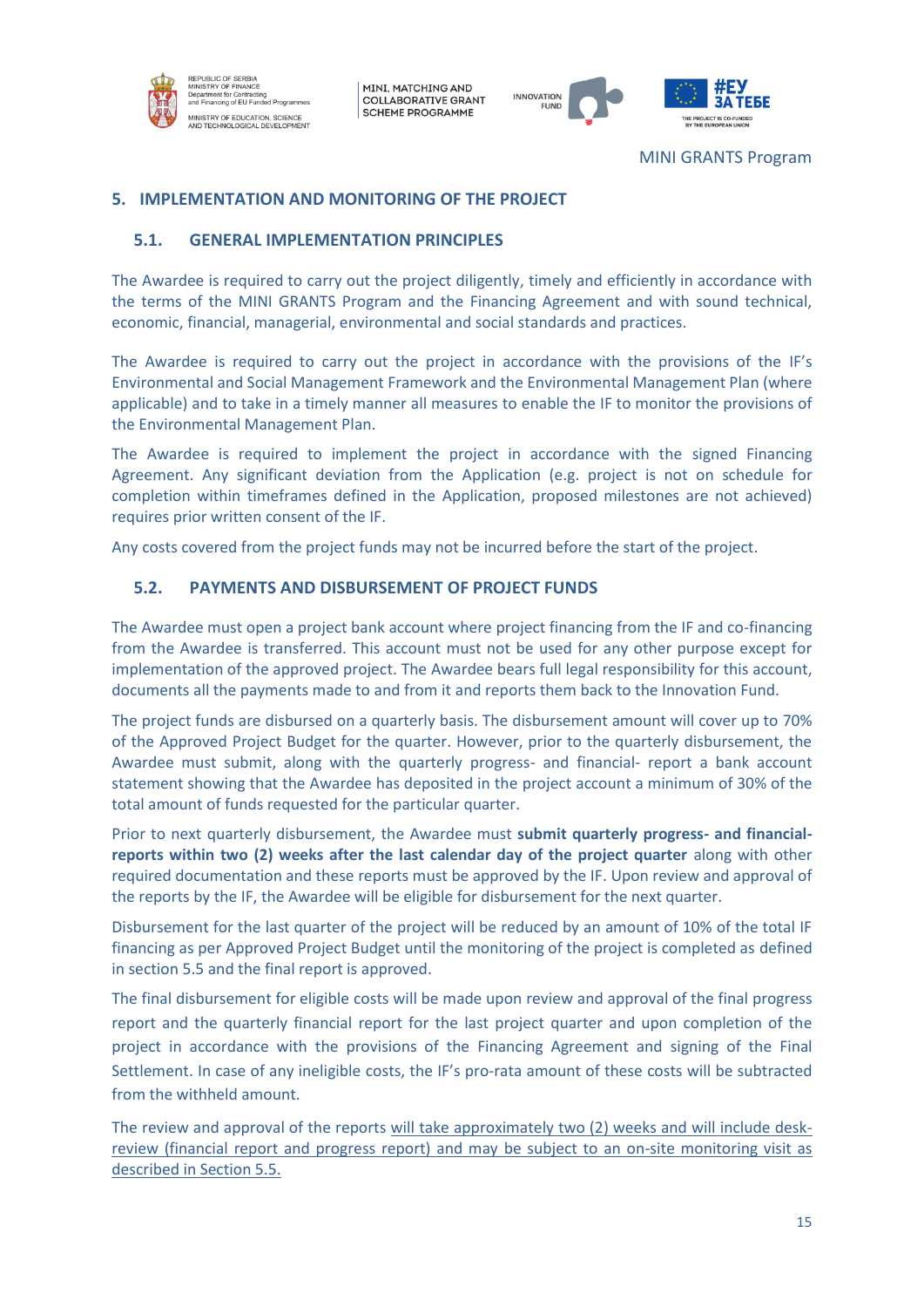## 5. IMPLEMENTATION AND MONITORING OF THE PROJECT

### 5.1. GENERAL IMPLEMENTATION PRINCIPLES

The Awardee is required to carry out the project diligently, timely and efficiently in accordance with the terms of the MINI GRANTS Program and the Financing Agreement and with sound technical, economic, financial, managerial, environmental and social standards and practices.

The Awardee is required to carry out the project in accordance with the provisions of the IF's Environmental and Social Management Framework and the Environmental Management Plan (where applicable) and to take in a timely manner all measures to enable the IF to monitor the provisions of the Environmental Management Plan.

The Awardee is required to implement the project in accordance with the signed Financing Agreement. Any significant deviation from the Application (e.g. project is not on schedule for completion within timeframes defined in the Application, proposed milestones are not achieved) requires prior written consent of the IF.

Any costs covered from the project funds may not be incurred before the start of the project.

### 5.2. PAYMENTS AND DISBURSEMENT OF PROJECT FUNDS

The Awardee must open a project bank account where project financing from the IF and co-financing from the Awardee is transferred. This account must not be used for any other purpose except for implementation of the approved project. The Awardee bears full legal responsibility for this account, documents all the payments made to and from it and reports them back to the Innovation Fund.

The project funds are disbursed on a quarterly basis. The disbursement amount will cover up to 70% of the Approved Project Budget for the quarter. However, prior to the quarterly disbursement, the Awardee must submit, along with the quarterly progress- and financial- report a bank account statement showing that the Awardee has deposited in the project account a minimum of 30% of the total amount of funds requested for the particular quarter.

Prior to next quarterly disbursement, the Awardee must **submit quarterly progress- and financial- reports within two (2) weeks after the last calendar day of the project quarter** along with other required documentation and these reports must be approved by the IF. Upon review and approval of the reports by the IF, the Awardee will be eligible for disbursement for the next quarter.

Disbursement for the last quarter of the project will be reduced by an amount of 10% of the total IF financing as per Approved Project Budget until the monitoring of the project is completed as defined in section 5.5 and the final report is approved.

The final disbursement for eligible costs will be made upon review and approval of the final progress report and the quarterly financial report for the last project quarter and upon completion of the project in accordance with the provisions of the Financing Agreement and signing of the Final Settlement. In case of any ineligible costs, the IF's pro-rata amount of these costs will be subtracted from the withheld amount.

The review and approval of the reports will take approximately two (2) weeks and will include desk-review (financial report and progress report) and may be subject to an on-site monitoring visit as described in Section 5.5.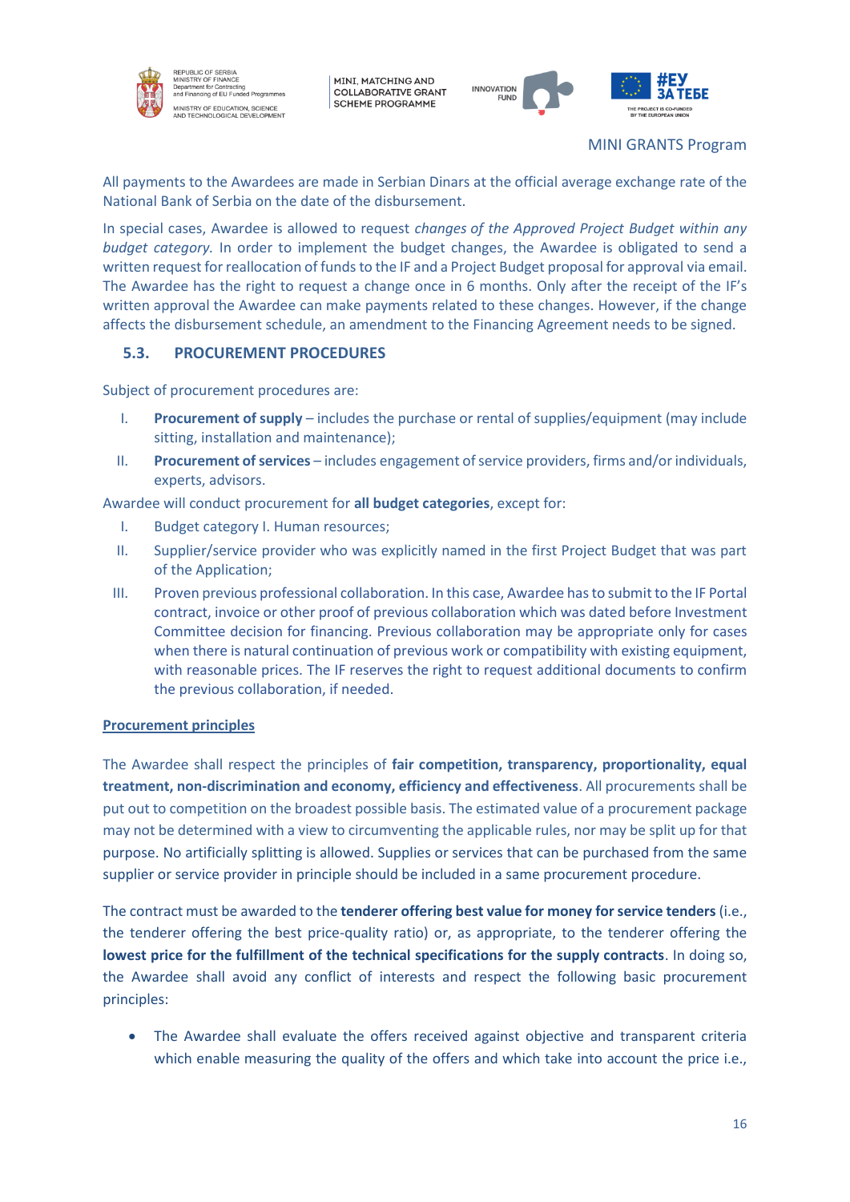All payments to the Awardees are made in Serbian Dinars at the official average exchange rate of the National Bank of Serbia on the date of the disbursement.

In special cases, Awardee is allowed to request *changes of the Approved Project Budget within any budget category*. In order to implement the budget changes, the Awardee is obligated to send a written request for reallocation of funds to the IF and a Project Budget proposal for approval via email. The Awardee has the right to request a change once in 6 months. Only after the receipt of the IF's written approval the Awardee can make payments related to these changes. However, if the change affects the disbursement schedule, an amendment to the Financing Agreement needs to be signed.

### 5.3. PROCUREMENT PROCEDURES

Subject of procurement procedures are:

I. **Procurement of supply** – includes the purchase or rental of supplies/equipment (may include sitting, installation and maintenance);

II. **Procurement of services** – includes engagement of service providers, firms and/or individuals, experts, advisors.

Awardee will conduct procurement for **all budget categories**, except for:

I. Budget category I. Human resources;

II. Supplier/service provider who was explicitly named in the first Project Budget that was part of the Application;

III. Proven previous professional collaboration. In this case, Awardee has to submit to the IF Portal contract, invoice or other proof of previous collaboration which was dated before Investment Committee decision for financing. Previous collaboration may be appropriate only for cases when there is natural continuation of previous work or compatibility with existing equipment, with reasonable prices. The IF reserves the right to request additional documents to confirm the previous collaboration, if needed.

<u>**Procurement principles**</u>

The Awardee shall respect the principles of **fair competition, transparency, proportionality, equal treatment, non-discrimination and economy, efficiency and effectiveness**. All procurements shall be put out to competition on the broadest possible basis. The estimated value of a procurement package may not be determined with a view to circumventing the applicable rules, nor may be split up for that purpose. No artificially splitting is allowed. Supplies or services that can be purchased from the same supplier or service provider in principle should be included in a same procurement procedure.

The contract must be awarded to the **tenderer offering best value for money for service tenders** (i.e., the tenderer offering the best price-quality ratio) or, as appropriate, to the tenderer offering the **lowest price for the fulfillment of the technical specifications for the supply contracts**. In doing so, the Awardee shall avoid any conflict of interests and respect the following basic procurement principles:

- The Awardee shall evaluate the offers received against objective and transparent criteria which enable measuring the quality of the offers and which take into account the price i.e.,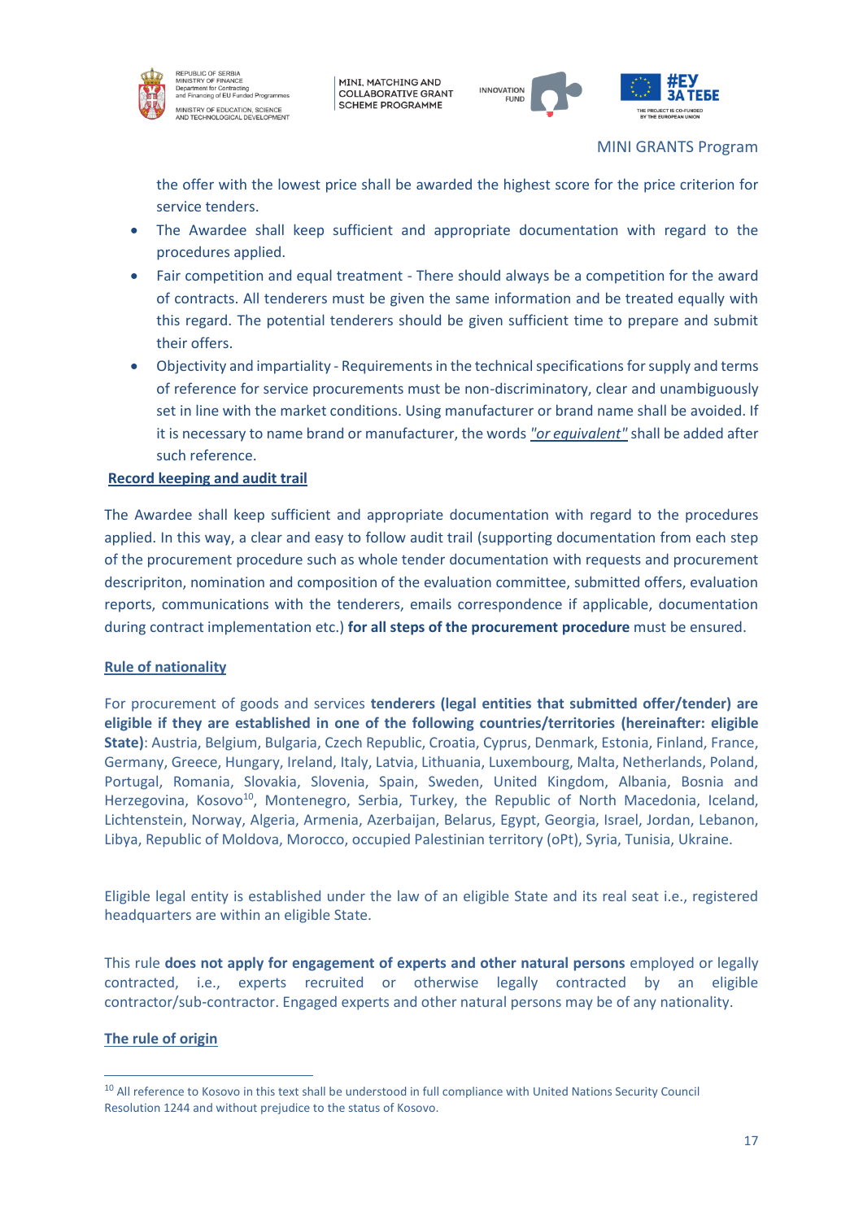the offer with the lowest price shall be awarded the highest score for the price criterion for service tenders.

- The Awardee shall keep sufficient and appropriate documentation with regard to the procedures applied.
- Fair competition and equal treatment - There should always be a competition for the award of contracts. All tenderers must be given the same information and be treated equally with this regard. The potential tenderers should be given sufficient time to prepare and submit their offers.
- Objectivity and impartiality - Requirements in the technical specifications for supply and terms of reference for service procurements must be non-discriminatory, clear and unambiguously set in line with the market conditions. Using manufacturer or brand name shall be avoided. If it is necessary to name brand or manufacturer, the words *"or equivalent"* shall be added after such reference.

**Record keeping and audit trail**

The Awardee shall keep sufficient and appropriate documentation with regard to the procedures applied. In this way, a clear and easy to follow audit trail (supporting documentation from each step of the procurement procedure such as whole tender documentation with requests and procurement descripriton, nomination and composition of the evaluation committee, submitted offers, evaluation reports, communications with the tenderers, emails correspondence if applicable, documentation during contract implementation etc.) **for all steps of the procurement procedure** must be ensured.

**Rule of nationality**

For procurement of goods and services **tenderers (legal entities that submitted offer/tender) are eligible if they are established in one of the following countries/territories (hereinafter: eligible State)**: Austria, Belgium, Bulgaria, Czech Republic, Croatia, Cyprus, Denmark, Estonia, Finland, France, Germany, Greece, Hungary, Ireland, Italy, Latvia, Lithuania, Luxembourg, Malta, Netherlands, Poland, Portugal, Romania, Slovakia, Slovenia, Spain, Sweden, United Kingdom, Albania, Bosnia and Herzegovina, Kosovo[10], Montenegro, Serbia, Turkey, the Republic of North Macedonia, Iceland, Lichtenstein, Norway, Algeria, Armenia, Azerbaijan, Belarus, Egypt, Georgia, Israel, Jordan, Lebanon, Libya, Republic of Moldova, Morocco, occupied Palestinian territory (oPt), Syria, Tunisia, Ukraine.

Eligible legal entity is established under the law of an eligible State and its real seat i.e., registered headquarters are within an eligible State.

This rule **does not apply for engagement of experts and other natural persons** employed or legally contracted, i.e., experts recruited or otherwise legally contracted by an eligible contractor/sub-contractor. Engaged experts and other natural persons may be of any nationality.

**The rule of origin**

[10] All reference to Kosovo in this text shall be understood in full compliance with United Nations Security Council Resolution 1244 and without prejudice to the status of Kosovo.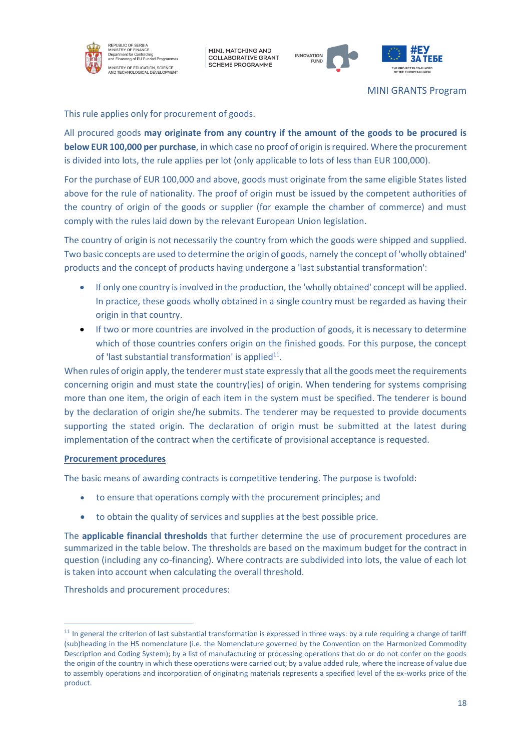This rule applies only for procurement of goods.

All procured goods **may originate from any country if the amount of the goods to be procured is below EUR 100,000 per purchase**, in which case no proof of origin is required. Where the procurement is divided into lots, the rule applies per lot (only applicable to lots of less than EUR 100,000).

For the purchase of EUR 100,000 and above, goods must originate from the same eligible States listed above for the rule of nationality. The proof of origin must be issued by the competent authorities of the country of origin of the goods or supplier (for example the chamber of commerce) and must comply with the rules laid down by the relevant European Union legislation.

The country of origin is not necessarily the country from which the goods were shipped and supplied. Two basic concepts are used to determine the origin of goods, namely the concept of 'wholly obtained' products and the concept of products having undergone a 'last substantial transformation':

- If only one country is involved in the production, the 'wholly obtained' concept will be applied. In practice, these goods wholly obtained in a single country must be regarded as having their origin in that country.
- If two or more countries are involved in the production of goods, it is necessary to determine which of those countries confers origin on the finished goods. For this purpose, the concept of 'last substantial transformation' is applied[11].

When rules of origin apply, the tenderer must state expressly that all the goods meet the requirements concerning origin and must state the country(ies) of origin. When tendering for systems comprising more than one item, the origin of each item in the system must be specified. The tenderer is bound by the declaration of origin she/he submits. The tenderer may be requested to provide documents supporting the stated origin. The declaration of origin must be submitted at the latest during implementation of the contract when the certificate of provisional acceptance is requested.

**Procurement procedures**

The basic means of awarding contracts is competitive tendering. The purpose is twofold:

- to ensure that operations comply with the procurement principles; and
- to obtain the quality of services and supplies at the best possible price.

The **applicable financial thresholds** that further determine the use of procurement procedures are summarized in the table below. The thresholds are based on the maximum budget for the contract in question (including any co-financing). Where contracts are subdivided into lots, the value of each lot is taken into account when calculating the overall threshold.

Thresholds and procurement procedures:

[11] In general the criterion of last substantial transformation is expressed in three ways: by a rule requiring a change of tariff (sub)heading in the HS nomenclature (i.e. the Nomenclature governed by the Convention on the Harmonized Commodity Description and Coding System); by a list of manufacturing or processing operations that do or do not confer on the goods the origin of the country in which these operations were carried out; by a value added rule, where the increase of value due to assembly operations and incorporation of originating materials represents a specified level of the ex-works price of the product.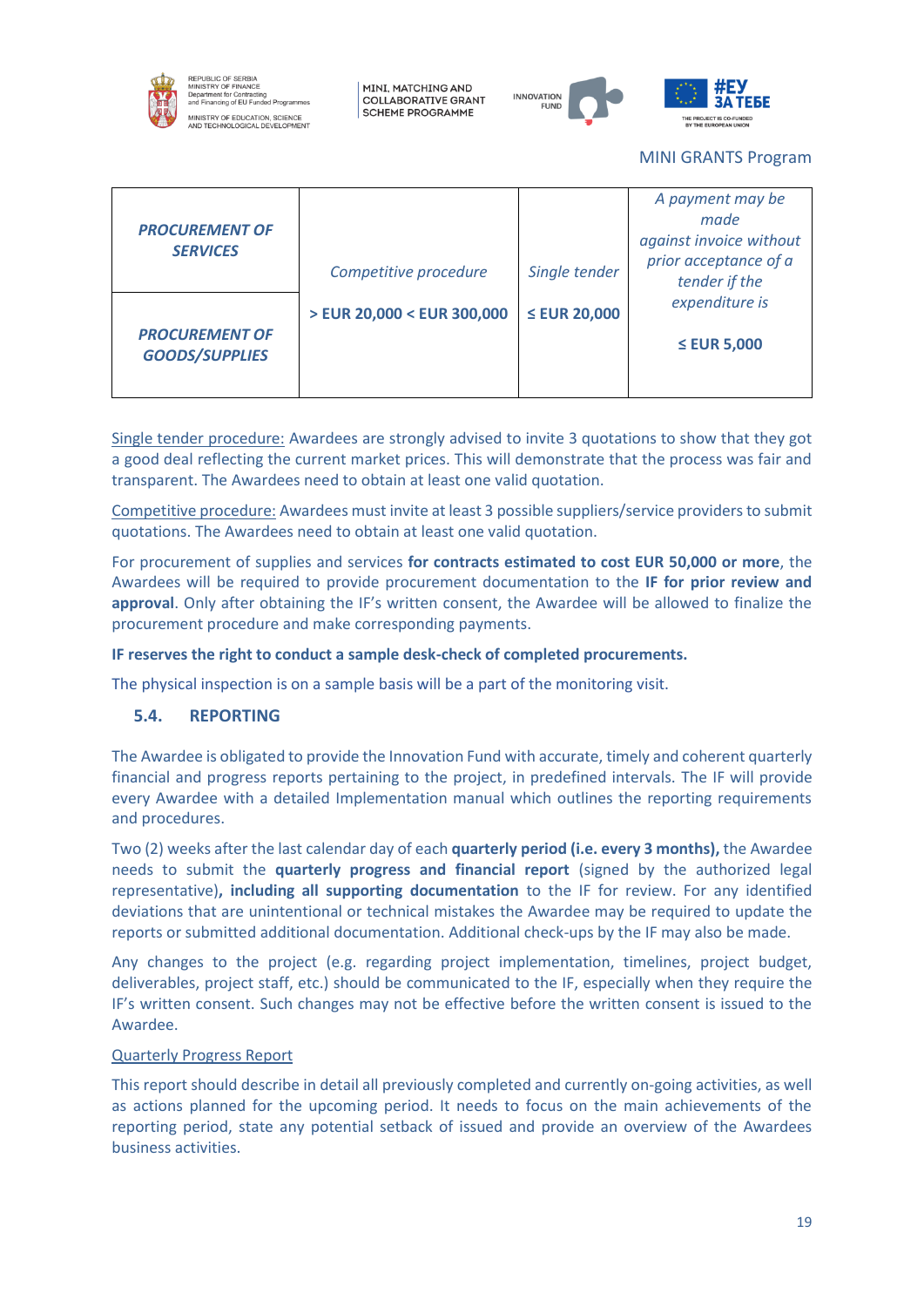| | | | |
|---|---|---|---|
| ***PROCUREMENT OF SERVICES*** | *Competitive procedure* | *Single tender* | *A payment may be made against invoice without prior acceptance of a tender if the expenditure is* |
| ***PROCUREMENT OF GOODS/SUPPLIES*** | **> EUR 20,000 < EUR 300,000** | **≤ EUR 20,000** | **≤ EUR 5,000** |

Single tender procedure: Awardees are strongly advised to invite 3 quotations to show that they got a good deal reflecting the current market prices. This will demonstrate that the process was fair and transparent. The Awardees need to obtain at least one valid quotation.

Competitive procedure: Awardees must invite at least 3 possible suppliers/service providers to submit quotations. The Awardees need to obtain at least one valid quotation.

For procurement of supplies and services **for contracts estimated to cost EUR 50,000 or more**, the Awardees will be required to provide procurement documentation to the **IF for prior review and approval**. Only after obtaining the IF's written consent, the Awardee will be allowed to finalize the procurement procedure and make corresponding payments.

**IF reserves the right to conduct a sample desk-check of completed procurements.**

The physical inspection is on a sample basis will be a part of the monitoring visit.

## 5.4. REPORTING

The Awardee is obligated to provide the Innovation Fund with accurate, timely and coherent quarterly financial and progress reports pertaining to the project, in predefined intervals. The IF will provide every Awardee with a detailed Implementation manual which outlines the reporting requirements and procedures.

Two (2) weeks after the last calendar day of each **quarterly period (i.e. every 3 months),** the Awardee needs to submit the **quarterly progress and financial report** (signed by the authorized legal representative)**, including all supporting documentation** to the IF for review. For any identified deviations that are unintentional or technical mistakes the Awardee may be required to update the reports or submitted additional documentation. Additional check-ups by the IF may also be made.

Any changes to the project (e.g. regarding project implementation, timelines, project budget, deliverables, project staff, etc.) should be communicated to the IF, especially when they require the IF's written consent. Such changes may not be effective before the written consent is issued to the Awardee.

Quarterly Progress Report

This report should describe in detail all previously completed and currently on-going activities, as well as actions planned for the upcoming period. It needs to focus on the main achievements of the reporting period, state any potential setback of issued and provide an overview of the Awardees business activities.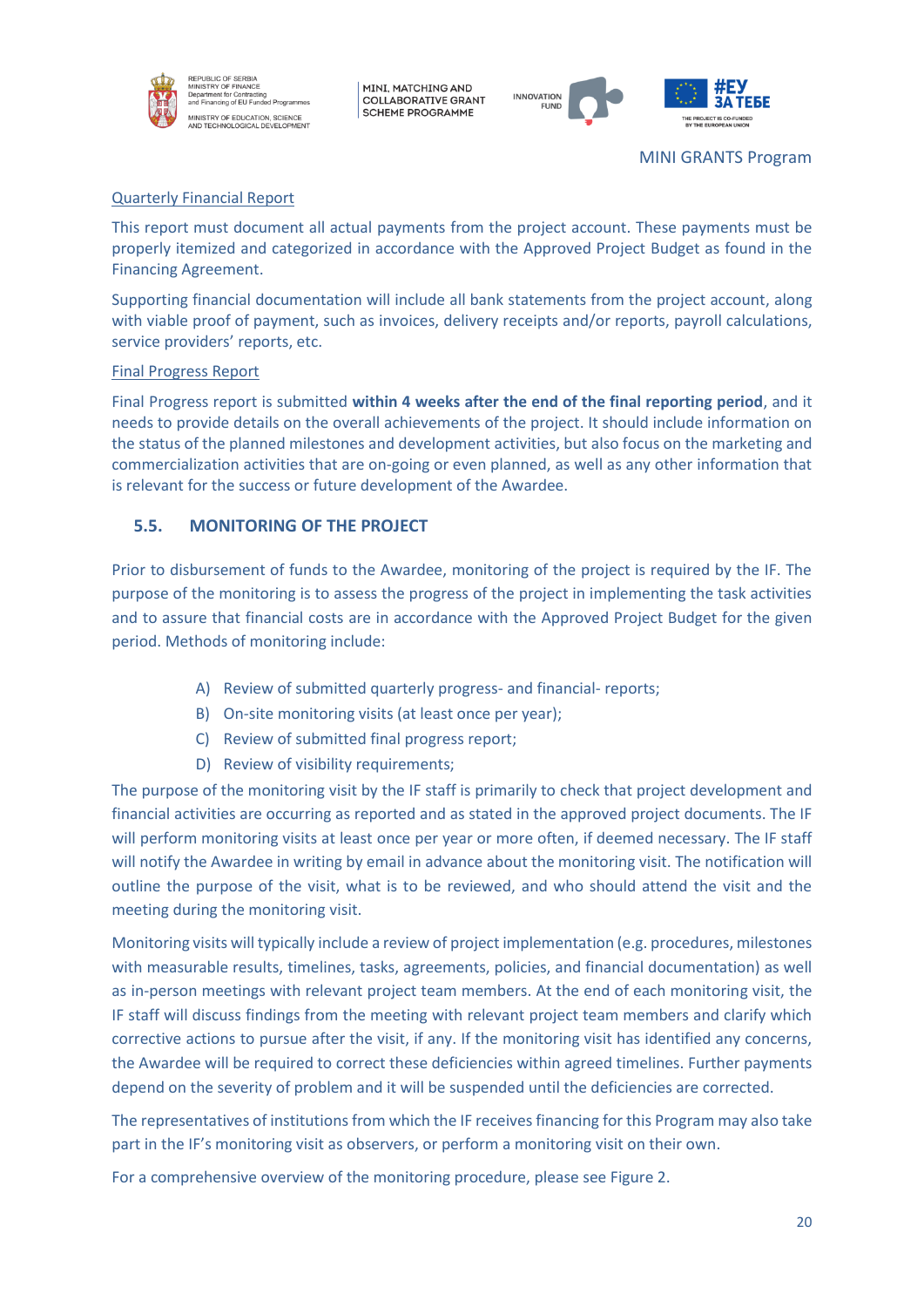MINI GRANTS Program

Quarterly Financial Report

This report must document all actual payments from the project account. These payments must be properly itemized and categorized in accordance with the Approved Project Budget as found in the Financing Agreement.

Supporting financial documentation will include all bank statements from the project account, along with viable proof of payment, such as invoices, delivery receipts and/or reports, payroll calculations, service providers' reports, etc.

Final Progress Report

Final Progress report is submitted **within 4 weeks after the end of the final reporting period**, and it needs to provide details on the overall achievements of the project. It should include information on the status of the planned milestones and development activities, but also focus on the marketing and commercialization activities that are on-going or even planned, as well as any other information that is relevant for the success or future development of the Awardee.

## 5.5. MONITORING OF THE PROJECT

Prior to disbursement of funds to the Awardee, monitoring of the project is required by the IF. The purpose of the monitoring is to assess the progress of the project in implementing the task activities and to assure that financial costs are in accordance with the Approved Project Budget for the given period. Methods of monitoring include:

A) Review of submitted quarterly progress- and financial- reports;
B) On-site monitoring visits (at least once per year);
C) Review of submitted final progress report;
D) Review of visibility requirements;

The purpose of the monitoring visit by the IF staff is primarily to check that project development and financial activities are occurring as reported and as stated in the approved project documents. The IF will perform monitoring visits at least once per year or more often, if deemed necessary. The IF staff will notify the Awardee in writing by email in advance about the monitoring visit. The notification will outline the purpose of the visit, what is to be reviewed, and who should attend the visit and the meeting during the monitoring visit.

Monitoring visits will typically include a review of project implementation (e.g. procedures, milestones with measurable results, timelines, tasks, agreements, policies, and financial documentation) as well as in-person meetings with relevant project team members. At the end of each monitoring visit, the IF staff will discuss findings from the meeting with relevant project team members and clarify which corrective actions to pursue after the visit, if any. If the monitoring visit has identified any concerns, the Awardee will be required to correct these deficiencies within agreed timelines. Further payments depend on the severity of problem and it will be suspended until the deficiencies are corrected.

The representatives of institutions from which the IF receives financing for this Program may also take part in the IF's monitoring visit as observers, or perform a monitoring visit on their own.

For a comprehensive overview of the monitoring procedure, please see Figure 2.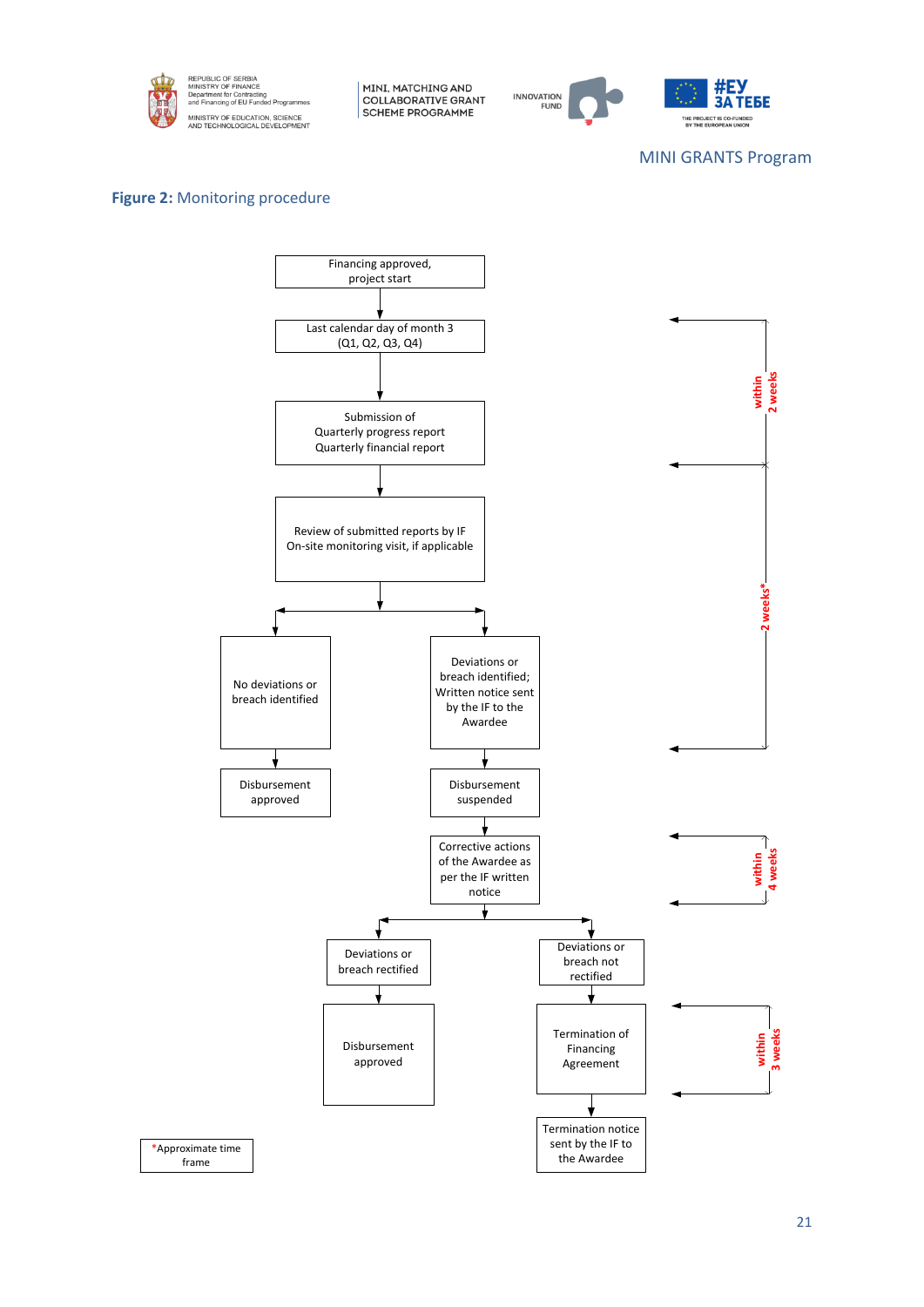MINI GRANTS Program

**Figure 2:** Monitoring procedure

Financing approved, project start

Last calendar day of month 3 (Q1, Q2, Q3, Q4)

within 2 weeks

Submission of Quarterly progress report Quarterly financial report

Review of submitted reports by IF On-site monitoring visit, if applicable

2 weeks*

No deviations or breach identified

Deviations or breach identified; Written notice sent by the IF to the Awardee

Disbursement approved

Disbursement suspended

Corrective actions of the Awardee as per the IF written notice

within 4 weeks

Deviations or breach rectified

Deviations or breach not rectified

Disbursement approved

Termination of Financing Agreement

within 3 weeks

Termination notice sent by the IF to the Awardee

*Approximate time frame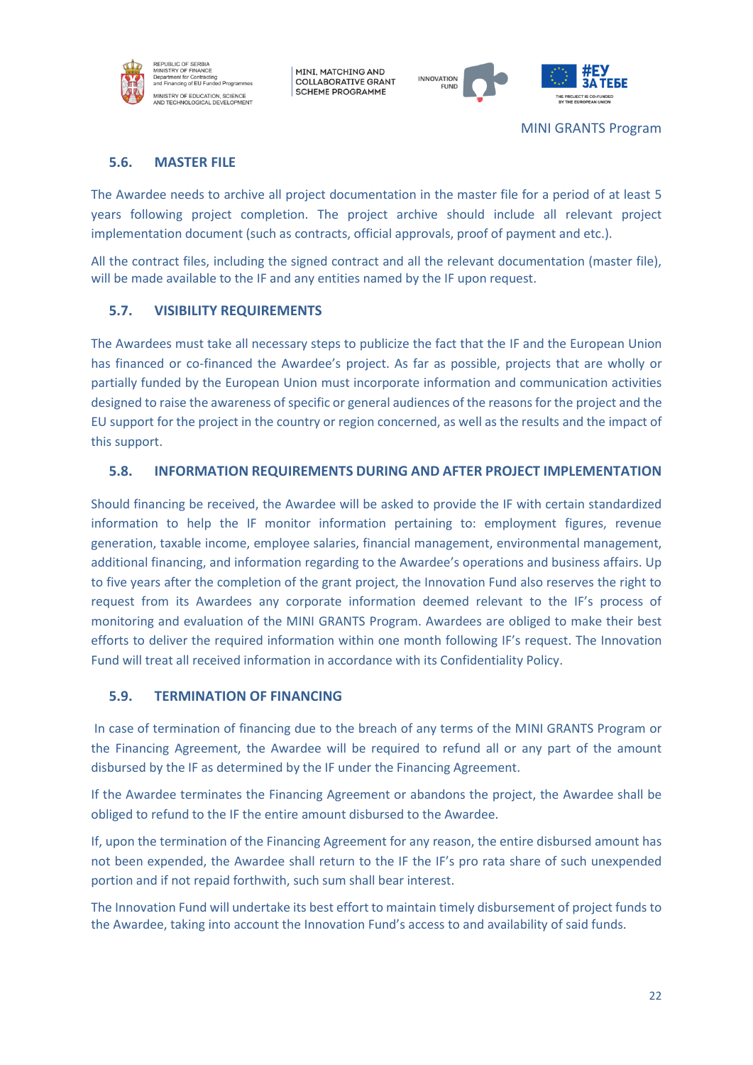### 5.6. MASTER FILE

The Awardee needs to archive all project documentation in the master file for a period of at least 5 years following project completion. The project archive should include all relevant project implementation document (such as contracts, official approvals, proof of payment and etc.).

All the contract files, including the signed contract and all the relevant documentation (master file), will be made available to the IF and any entities named by the IF upon request.

### 5.7. VISIBILITY REQUIREMENTS

The Awardees must take all necessary steps to publicize the fact that the IF and the European Union has financed or co-financed the Awardee's project. As far as possible, projects that are wholly or partially funded by the European Union must incorporate information and communication activities designed to raise the awareness of specific or general audiences of the reasons for the project and the EU support for the project in the country or region concerned, as well as the results and the impact of this support.

### 5.8. INFORMATION REQUIREMENTS DURING AND AFTER PROJECT IMPLEMENTATION

Should financing be received, the Awardee will be asked to provide the IF with certain standardized information to help the IF monitor information pertaining to: employment figures, revenue generation, taxable income, employee salaries, financial management, environmental management, additional financing, and information regarding to the Awardee's operations and business affairs. Up to five years after the completion of the grant project, the Innovation Fund also reserves the right to request from its Awardees any corporate information deemed relevant to the IF's process of monitoring and evaluation of the MINI GRANTS Program. Awardees are obliged to make their best efforts to deliver the required information within one month following IF's request. The Innovation Fund will treat all received information in accordance with its Confidentiality Policy.

### 5.9. TERMINATION OF FINANCING

In case of termination of financing due to the breach of any terms of the MINI GRANTS Program or the Financing Agreement, the Awardee will be required to refund all or any part of the amount disbursed by the IF as determined by the IF under the Financing Agreement.

If the Awardee terminates the Financing Agreement or abandons the project, the Awardee shall be obliged to refund to the IF the entire amount disbursed to the Awardee.

If, upon the termination of the Financing Agreement for any reason, the entire disbursed amount has not been expended, the Awardee shall return to the IF the IF's pro rata share of such unexpended portion and if not repaid forthwith, such sum shall bear interest.

The Innovation Fund will undertake its best effort to maintain timely disbursement of project funds to the Awardee, taking into account the Innovation Fund's access to and availability of said funds.